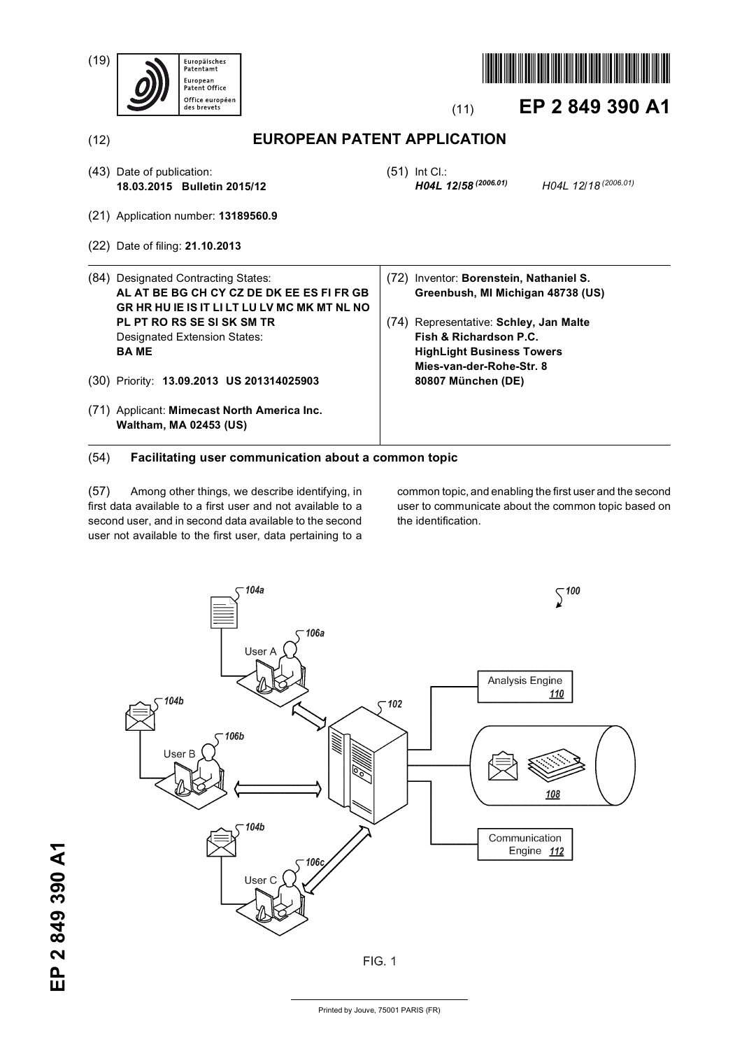(19) Europäisches Patentamt / European Patent Office / Office européen des brevets

(11) **EP 2 849 390 A1**

(12) **EUROPEAN PATENT APPLICATION**

(43) Date of publication:
**18.03.2015 Bulletin 2015/12**

(51) Int Cl.:
***H04L 12/58*** *(2006.01)* *H04L 12/18* *(2006.01)*

(21) Application number: **13189560.9**

(22) Date of filing: **21.10.2013**

(84) Designated Contracting States:
**AL AT BE BG CH CY CZ DE DK EE ES FI FR GB GR HR HU IE IS IT LI LT LU LV MC MK MT NL NO PL PT RO RS SE SI SK SM TR**
Designated Extension States:
**BA ME**

(30) Priority: **13.09.2013 US 201314025903**

(71) Applicant: **Mimecast North America Inc.**
**Waltham, MA 02453 (US)**

(72) Inventor: **Borenstein, Nathaniel S.**
**Greenbush, MI Michigan 48738 (US)**

(74) Representative: **Schley, Jan Malte**
**Fish & Richardson P.C.**
**HighLight Business Towers**
**Mies-van-der-Rohe-Str. 8**
**80807 München (DE)**

(54) **Facilitating user communication about a common topic**

(57) Among other things, we describe identifying, in first data available to a first user and not available to a second user, and in second data available to the second user not available to the first user, data pertaining to a common topic, and enabling the first user and the second user to communicate about the common topic based on the identification.

FIG. 1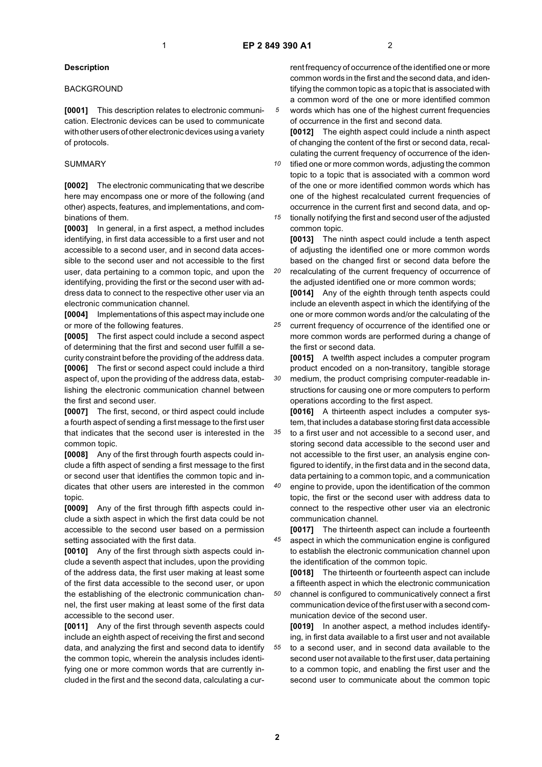## Description

### BACKGROUND

**[0001]** This description relates to electronic communication. Electronic devices can be used to communicate with other users of other electronic devices using a variety of protocols.

### SUMMARY

**[0002]** The electronic communicating that we describe here may encompass one or more of the following (and other) aspects, features, and implementations, and combinations of them.

**[0003]** In general, in a first aspect, a method includes identifying, in first data accessible to a first user and not accessible to a second user, and in second data accessible to the second user and not accessible to the first user, data pertaining to a common topic, and upon the identifying, providing the first or the second user with address data to connect to the respective other user via an electronic communication channel.

**[0004]** Implementations of this aspect may include one or more of the following features.

**[0005]** The first aspect could include a second aspect of determining that the first and second user fulfill a security constraint before the providing of the address data.

**[0006]** The first or second aspect could include a third aspect of, upon the providing of the address data, establishing the electronic communication channel between the first and second user.

**[0007]** The first, second, or third aspect could include a fourth aspect of sending a first message to the first user that indicates that the second user is interested in the common topic.

**[0008]** Any of the first through fourth aspects could include a fifth aspect of sending a first message to the first or second user that identifies the common topic and indicates that other users are interested in the common topic.

**[0009]** Any of the first through fifth aspects could include a sixth aspect in which the first data could be not accessible to the second user based on a permission setting associated with the first data.

**[0010]** Any of the first through sixth aspects could include a seventh aspect that includes, upon the providing of the address data, the first user making at least some of the first data accessible to the second user, or upon the establishing of the electronic communication channel, the first user making at least some of the first data accessible to the second user.

**[0011]** Any of the first through seventh aspects could include an eighth aspect of receiving the first and second data, and analyzing the first and second data to identify the common topic, wherein the analysis includes identifying one or more common words that are currently included in the first and the second data, calculating a current frequency of occurrence of the identified one or more common words in the first and the second data, and identifying the common topic as a topic that is associated with a common word of the one or more identified common words which has one of the highest current frequencies of occurrence in the first and second data.

**[0012]** The eighth aspect could include a ninth aspect of changing the content of the first or second data, recalculating the current frequency of occurrence of the identified one or more common words, adjusting the common topic to a topic that is associated with a common word of the one or more identified common words which has one of the highest recalculated current frequencies of occurrence in the current first and second data, and optionally notifying the first and second user of the adjusted common topic.

**[0013]** The ninth aspect could include a tenth aspect of adjusting the identified one or more common words based on the changed first or second data before the recalculating of the current frequency of occurrence of the adjusted identified one or more common words;

**[0014]** Any of the eighth through tenth aspects could include an eleventh aspect in which the identifying of the one or more common words and/or the calculating of the current frequency of occurrence of the identified one or more common words are performed during a change of the first or second data.

**[0015]** A twelfth aspect includes a computer program product encoded on a non-transitory, tangible storage medium, the product comprising computer-readable instructions for causing one or more computers to perform operations according to the first aspect.

**[0016]** A thirteenth aspect includes a computer system, that includes a database storing first data accessible to a first user and not accessible to a second user, and storing second data accessible to the second user and not accessible to the first user, an analysis engine configured to identify, in the first data and in the second data, data pertaining to a common topic, and a communication engine to provide, upon the identification of the common topic, the first or the second user with address data to connect to the respective other user via an electronic communication channel.

**[0017]** The thirteenth aspect can include a fourteenth aspect in which the communication engine is configured to establish the electronic communication channel upon the identification of the common topic.

**[0018]** The thirteenth or fourteenth aspect can include a fifteenth aspect in which the electronic communication channel is configured to communicatively connect a first communication device of the first user with a second communication device of the second user.

**[0019]** In another aspect, a method includes identifying, in first data available to a first user and not available to a second user, and in second data available to the second user not available to the first user, data pertaining to a common topic, and enabling the first user and the second user to communicate about the common topic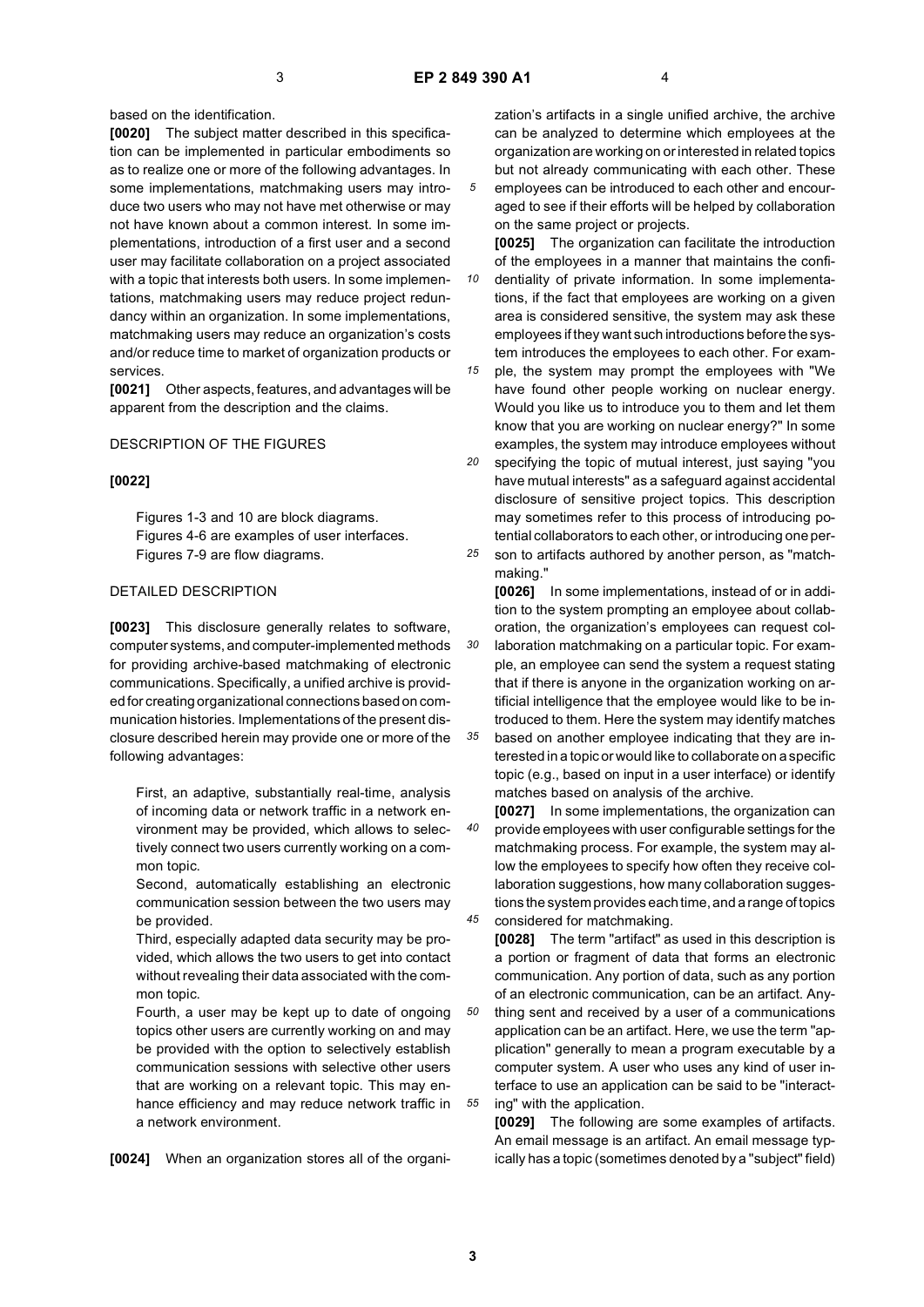based on the identification.

**[0020]** The subject matter described in this specification can be implemented in particular embodiments so as to realize one or more of the following advantages. In some implementations, matchmaking users may introduce two users who may not have met otherwise or may not have known about a common interest. In some implementations, introduction of a first user and a second user may facilitate collaboration on a project associated with a topic that interests both users. In some implementations, matchmaking users may reduce project redundancy within an organization. In some implementations, matchmaking users may reduce an organization's costs and/or reduce time to market of organization products or services.

**[0021]** Other aspects, features, and advantages will be apparent from the description and the claims.

## DESCRIPTION OF THE FIGURES

**[0022]**

Figures 1-3 and 10 are block diagrams.
Figures 4-6 are examples of user interfaces.
Figures 7-9 are flow diagrams.

## DETAILED DESCRIPTION

**[0023]** This disclosure generally relates to software, computer systems, and computer-implemented methods for providing archive-based matchmaking of electronic communications. Specifically, a unified archive is provided for creating organizational connections based on communication histories. Implementations of the present disclosure described herein may provide one or more of the following advantages:

First, an adaptive, substantially real-time, analysis of incoming data or network traffic in a network environment may be provided, which allows to selectively connect two users currently working on a common topic.

Second, automatically establishing an electronic communication session between the two users may be provided.

Third, especially adapted data security may be provided, which allows the two users to get into contact without revealing their data associated with the common topic.

Fourth, a user may be kept up to date of ongoing topics other users are currently working on and may be provided with the option to selectively establish communication sessions with selective other users that are working on a relevant topic. This may enhance efficiency and may reduce network traffic in a network environment.

**[0024]** When an organization stores all of the organization's artifacts in a single unified archive, the archive can be analyzed to determine which employees at the organization are working on or interested in related topics but not already communicating with each other. These employees can be introduced to each other and encouraged to see if their efforts will be helped by collaboration on the same project or projects.

**[0025]** The organization can facilitate the introduction of the employees in a manner that maintains the confidentiality of private information. In some implementations, if the fact that employees are working on a given area is considered sensitive, the system may ask these employees if they want such introductions before the system introduces the employees to each other. For example, the system may prompt the employees with "We have found other people working on nuclear energy. Would you like us to introduce you to them and let them know that you are working on nuclear energy?" In some examples, the system may introduce employees without specifying the topic of mutual interest, just saying "you have mutual interests" as a safeguard against accidental disclosure of sensitive project topics. This description may sometimes refer to this process of introducing potential collaborators to each other, or introducing one person to artifacts authored by another person, as "matchmaking."

**[0026]** In some implementations, instead of or in addition to the system prompting an employee about collaboration, the organization's employees can request collaboration matchmaking on a particular topic. For example, an employee can send the system a request stating that if there is anyone in the organization working on artificial intelligence that the employee would like to be introduced to them. Here the system may identify matches based on another employee indicating that they are interested in a topic or would like to collaborate on a specific topic (e.g., based on input in a user interface) or identify matches based on analysis of the archive.

**[0027]** In some implementations, the organization can provide employees with user configurable settings for the matchmaking process. For example, the system may allow the employees to specify how often they receive collaboration suggestions, how many collaboration suggestions the system provides each time, and a range of topics considered for matchmaking.

**[0028]** The term "artifact" as used in this description is a portion or fragment of data that forms an electronic communication. Any portion of data, such as any portion of an electronic communication, can be an artifact. Anything sent and received by a user of a communications application can be an artifact. Here, we use the term "application" generally to mean a program executable by a computer system. A user who uses any kind of user interface to use an application can be said to be "interacting" with the application.

**[0029]** The following are some examples of artifacts. An email message is an artifact. An email message typically has a topic (sometimes denoted by a "subject" field)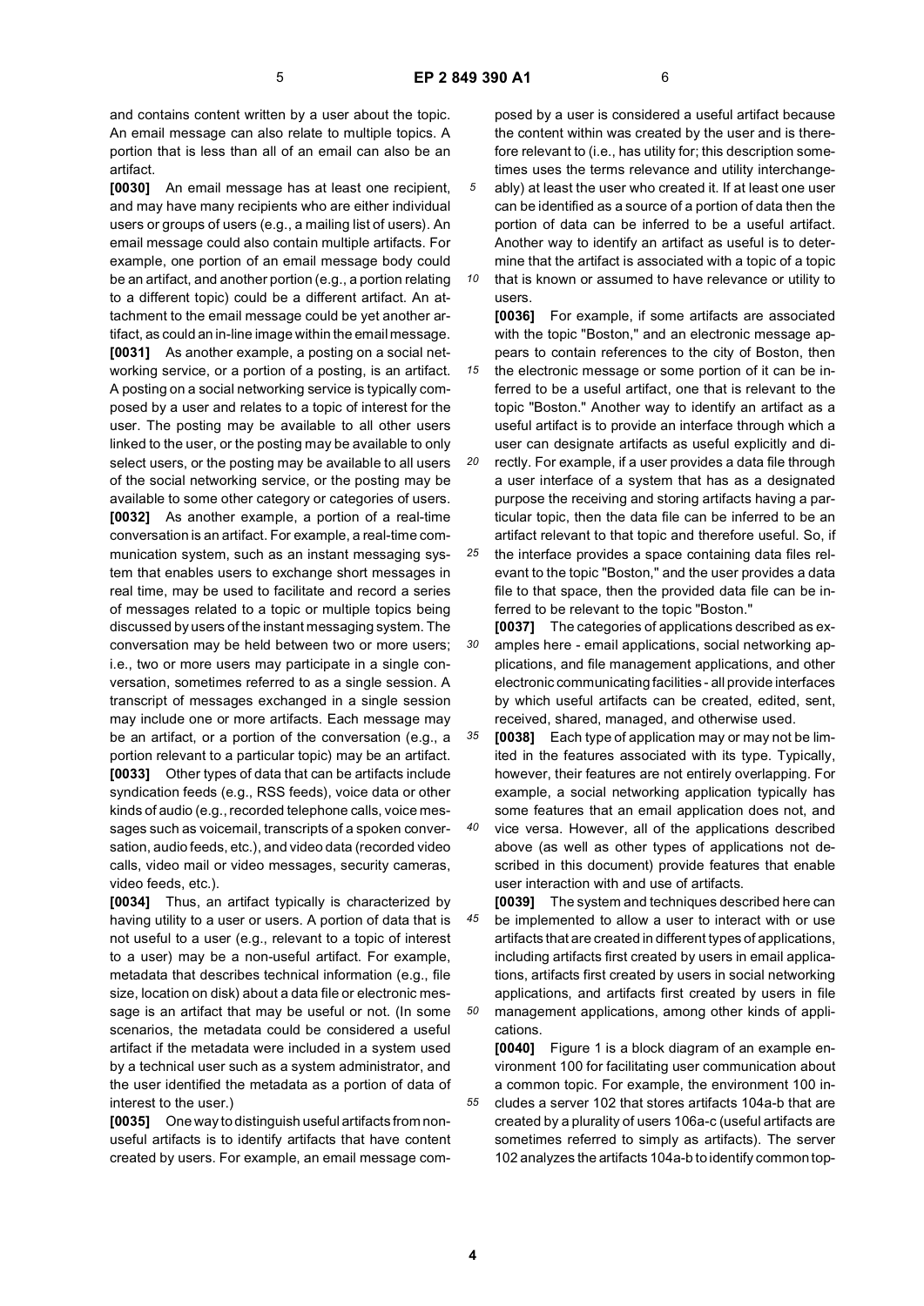and contains content written by a user about the topic. An email message can also relate to multiple topics. A portion that is less than all of an email can also be an artifact.

**[0030]** An email message has at least one recipient, and may have many recipients who are either individual users or groups of users (e.g., a mailing list of users). An email message could also contain multiple artifacts. For example, one portion of an email message body could be an artifact, and another portion (e.g., a portion relating to a different topic) could be a different artifact. An attachment to the email message could be yet another artifact, as could an in-line image within the email message.

**[0031]** As another example, a posting on a social networking service, or a portion of a posting, is an artifact. A posting on a social networking service is typically composed by a user and relates to a topic of interest for the user. The posting may be available to all other users linked to the user, or the posting may be available to only select users, or the posting may be available to all users of the social networking service, or the posting may be available to some other category or categories of users.

**[0032]** As another example, a portion of a real-time conversation is an artifact. For example, a real-time communication system, such as an instant messaging system that enables users to exchange short messages in real time, may be used to facilitate and record a series of messages related to a topic or multiple topics being discussed by users of the instant messaging system. The conversation may be held between two or more users; i.e., two or more users may participate in a single conversation, sometimes referred to as a single session. A transcript of messages exchanged in a single session may include one or more artifacts. Each message may be an artifact, or a portion of the conversation (e.g., a portion relevant to a particular topic) may be an artifact.

**[0033]** Other types of data that can be artifacts include syndication feeds (e.g., RSS feeds), voice data or other kinds of audio (e.g., recorded telephone calls, voice messages such as voicemail, transcripts of a spoken conversation, audio feeds, etc.), and video data (recorded video calls, video mail or video messages, security cameras, video feeds, etc.).

**[0034]** Thus, an artifact typically is characterized by having utility to a user or users. A portion of data that is not useful to a user (e.g., relevant to a topic of interest to a user) may be a non-useful artifact. For example, metadata that describes technical information (e.g., file size, location on disk) about a data file or electronic message is an artifact that may be useful or not. (In some scenarios, the metadata could be considered a useful artifact if the metadata were included in a system used by a technical user such as a system administrator, and the user identified the metadata as a portion of data of interest to the user.)

**[0035]** One way to distinguish useful artifacts from non-useful artifacts is to identify artifacts that have content created by users. For example, an email message composed by a user is considered a useful artifact because the content within was created by the user and is therefore relevant to (i.e., has utility for; this description sometimes uses the terms relevance and utility interchangeably) at least the user who created it. If at least one user can be identified as a source of a portion of data then the portion of data can be inferred to be a useful artifact. Another way to identify an artifact as useful is to determine that the artifact is associated with a topic of a topic that is known or assumed to have relevance or utility to users.

**[0036]** For example, if some artifacts are associated with the topic "Boston," and an electronic message appears to contain references to the city of Boston, then the electronic message or some portion of it can be inferred to be a useful artifact, one that is relevant to the topic "Boston." Another way to identify an artifact as a useful artifact is to provide an interface through which a user can designate artifacts as useful explicitly and directly. For example, if a user provides a data file through a user interface of a system that has as a designated purpose the receiving and storing artifacts having a particular topic, then the data file can be inferred to be an artifact relevant to that topic and therefore useful. So, if the interface provides a space containing data files relevant to the topic "Boston," and the user provides a data file to that space, then the provided data file can be inferred to be relevant to the topic "Boston."

**[0037]** The categories of applications described as examples here - email applications, social networking applications, and file management applications, and other electronic communicating facilities - all provide interfaces by which useful artifacts can be created, edited, sent, received, shared, managed, and otherwise used.

**[0038]** Each type of application may or may not be limited in the features associated with its type. Typically, however, their features are not entirely overlapping. For example, a social networking application typically has some features that an email application does not, and vice versa. However, all of the applications described above (as well as other types of applications not described in this document) provide features that enable user interaction with and use of artifacts.

**[0039]** The system and techniques described here can be implemented to allow a user to interact with or use artifacts that are created in different types of applications, including artifacts first created by users in email applications, artifacts first created by users in social networking applications, and artifacts first created by users in file management applications, among other kinds of applications.

**[0040]** Figure 1 is a block diagram of an example environment 100 for facilitating user communication about a common topic. For example, the environment 100 includes a server 102 that stores artifacts 104a-b that are created by a plurality of users 106a-c (useful artifacts are sometimes referred to simply as artifacts). The server 102 analyzes the artifacts 104a-b to identify common top-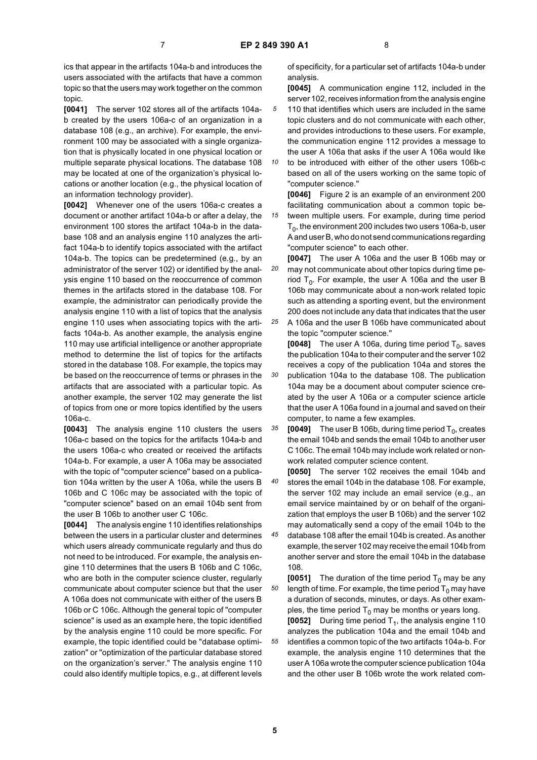ics that appear in the artifacts 104a-b and introduces the users associated with the artifacts that have a common topic so that the users may work together on the common topic.

**[0041]** The server 102 stores all of the artifacts 104a-b created by the users 106a-c of an organization in a database 108 (e.g., an archive). For example, the environment 100 may be associated with a single organization that is physically located in one physical location or multiple separate physical locations. The database 108 may be located at one of the organization's physical locations or another location (e.g., the physical location of an information technology provider).

**[0042]** Whenever one of the users 106a-c creates a document or another artifact 104a-b or after a delay, the environment 100 stores the artifact 104a-b in the database 108 and an analysis engine 110 analyzes the artifact 104a-b to identify topics associated with the artifact 104a-b. The topics can be predetermined (e.g., by an administrator of the server 102) or identified by the analysis engine 110 based on the reoccurrence of common themes in the artifacts stored in the database 108. For example, the administrator can periodically provide the analysis engine 110 with a list of topics that the analysis engine 110 uses when associating topics with the artifacts 104a-b. As another example, the analysis engine 110 may use artificial intelligence or another appropriate method to determine the list of topics for the artifacts stored in the database 108. For example, the topics may be based on the reoccurrence of terms or phrases in the artifacts that are associated with a particular topic. As another example, the server 102 may generate the list of topics from one or more topics identified by the users 106a-c.

**[0043]** The analysis engine 110 clusters the users 106a-c based on the topics for the artifacts 104a-b and the users 106a-c who created or received the artifacts 104a-b. For example, a user A 106a may be associated with the topic of "computer science" based on a publication 104a written by the user A 106a, while the users B 106b and C 106c may be associated with the topic of "computer science" based on an email 104b sent from the user B 106b to another user C 106c.

**[0044]** The analysis engine 110 identifies relationships between the users in a particular cluster and determines which users already communicate regularly and thus do not need to be introduced. For example, the analysis engine 110 determines that the users B 106b and C 106c, who are both in the computer science cluster, regularly communicate about computer science but that the user A 106a does not communicate with either of the users B 106b or C 106c. Although the general topic of "computer science" is used as an example here, the topic identified by the analysis engine 110 could be more specific. For example, the topic identified could be "database optimization" or "optimization of the particular database stored on the organization's server." The analysis engine 110 could also identify multiple topics, e.g., at different levels of specificity, for a particular set of artifacts 104a-b under analysis.

**[0045]** A communication engine 112, included in the server 102, receives information from the analysis engine 110 that identifies which users are included in the same topic clusters and do not communicate with each other, and provides introductions to these users. For example, the communication engine 112 provides a message to the user A 106a that asks if the user A 106a would like to be introduced with either of the other users 106b-c based on all of the users working on the same topic of "computer science."

**[0046]** Figure 2 is an example of an environment 200 facilitating communication about a common topic between multiple users. For example, during time period $T_0$, the environment 200 includes two users 106a-b, user A and user B, who do not send communications regarding "computer science" to each other.

**[0047]** The user A 106a and the user B 106b may or may not communicate about other topics during time period $T_0$. For example, the user A 106a and the user B 106b may communicate about a non-work related topic such as attending a sporting event, but the environment 200 does not include any data that indicates that the user A 106a and the user B 106b have communicated about the topic "computer science."

**[0048]** The user A 106a, during time period $T_0$, saves the publication 104a to their computer and the server 102 receives a copy of the publication 104a and stores the publication 104a to the database 108. The publication 104a may be a document about computer science created by the user A 106a or a computer science article that the user A 106a found in a journal and saved on their computer, to name a few examples.

**[0049]** The user B 106b, during time period $T_0$, creates the email 104b and sends the email 104b to another user C 106c. The email 104b may include work related or non-work related computer science content.

**[0050]** The server 102 receives the email 104b and stores the email 104b in the database 108. For example, the server 102 may include an email service (e.g., an email service maintained by or on behalf of the organization that employs the user B 106b) and the server 102 may automatically send a copy of the email 104b to the database 108 after the email 104b is created. As another example, the server 102 may receive the email 104b from another server and store the email 104b in the database 108.

**[0051]** The duration of the time period $T_0$ may be any length of time. For example, the time period $T_0$ may have a duration of seconds, minutes, or days. As other examples, the time period $T_0$ may be months or years long.

**[0052]** During time period $T_1$, the analysis engine 110 analyzes the publication 104a and the email 104b and identifies a common topic of the two artifacts 104a-b. For example, the analysis engine 110 determines that the user A 106a wrote the computer science publication 104a and the other user B 106b wrote the work related com-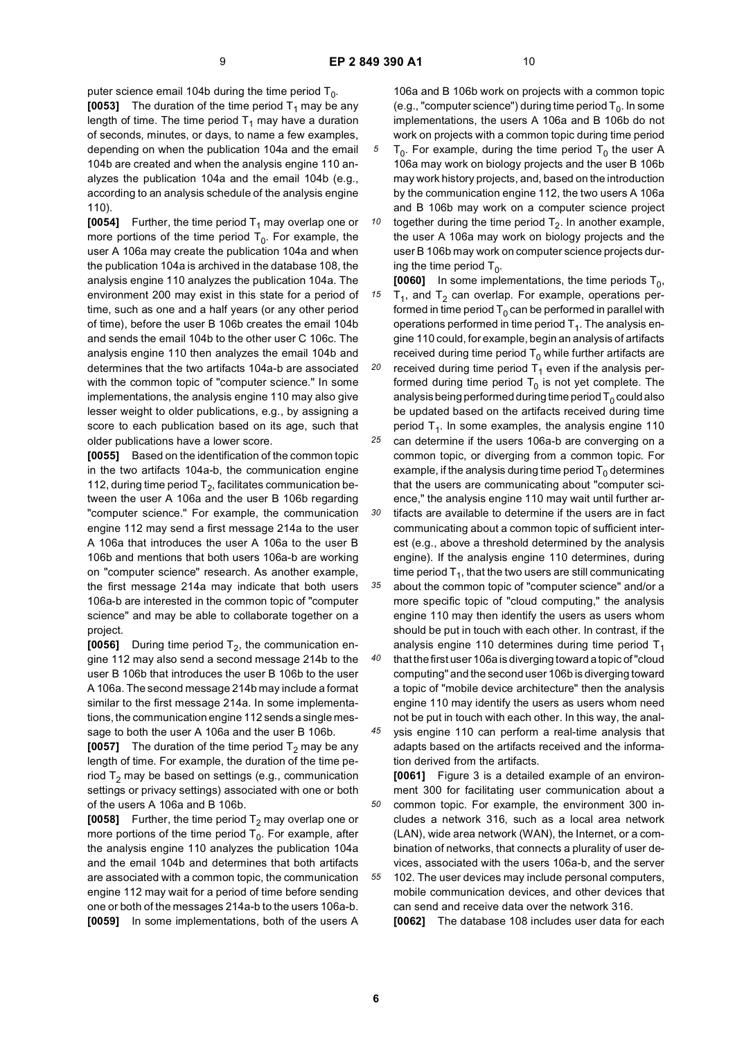puter science email 104b during the time period $T_0$.

**[0053]** The duration of the time period $T_1$ may be any length of time. The time period $T_1$ may have a duration of seconds, minutes, or days, to name a few examples, depending on when the publication 104a and the email 104b are created and when the analysis engine 110 analyzes the publication 104a and the email 104b (e.g., according to an analysis schedule of the analysis engine 110).

**[0054]** Further, the time period $T_1$ may overlap one or more portions of the time period $T_0$. For example, the user A 106a may create the publication 104a and when the publication 104a is archived in the database 108, the analysis engine 110 analyzes the publication 104a. The environment 200 may exist in this state for a period of time, such as one and a half years (or any other period of time), before the user B 106b creates the email 104b and sends the email 104b to the other user C 106c. The analysis engine 110 then analyzes the email 104b and determines that the two artifacts 104a-b are associated with the common topic of "computer science." In some implementations, the analysis engine 110 may also give lesser weight to older publications, e.g., by assigning a score to each publication based on its age, such that older publications have a lower score.

**[0055]** Based on the identification of the common topic in the two artifacts 104a-b, the communication engine 112, during time period $T_2$, facilitates communication between the user A 106a and the user B 106b regarding "computer science." For example, the communication engine 112 may send a first message 214a to the user A 106a that introduces the user A 106a to the user B 106b and mentions that both users 106a-b are working on "computer science" research. As another example, the first message 214a may indicate that both users 106a-b are interested in the common topic of "computer science" and may be able to collaborate together on a project.

**[0056]** During time period $T_2$, the communication engine 112 may also send a second message 214b to the user B 106b that introduces the user B 106b to the user A 106a. The second message 214b may include a format similar to the first message 214a. In some implementations, the communication engine 112 sends a single message to both the user A 106a and the user B 106b.

**[0057]** The duration of the time period $T_2$ may be any length of time. For example, the duration of the time period $T_2$ may be based on settings (e.g., communication settings or privacy settings) associated with one or both of the users A 106a and B 106b.

**[0058]** Further, the time period $T_2$ may overlap one or more portions of the time period $T_0$. For example, after the analysis engine 110 analyzes the publication 104a and the email 104b and determines that both artifacts are associated with a common topic, the communication engine 112 may wait for a period of time before sending one or both of the messages 214a-b to the users 106a-b.

**[0059]** In some implementations, both of the users A 106a and B 106b work on projects with a common topic (e.g., "computer science") during time period $T_0$. In some implementations, the users A 106a and B 106b do not work on projects with a common topic during time period $T_0$. For example, during the time period $T_0$ the user A 106a may work on biology projects and the user B 106b may work history projects, and, based on the introduction by the communication engine 112, the two users A 106a and B 106b may work on a computer science project together during the time period $T_2$. In another example, the user A 106a may work on biology projects and the user B 106b may work on computer science projects during the time period $T_0$.

**[0060]** In some implementations, the time periods $T_0$, $T_1$, and $T_2$ can overlap. For example, operations performed in time period $T_0$ can be performed in parallel with operations performed in time period $T_1$. The analysis engine 110 could, for example, begin an analysis of artifacts received during time period $T_0$ while further artifacts are received during time period $T_1$ even if the analysis performed during time period $T_0$ is not yet complete. The analysis being performed during time period $T_0$ could also be updated based on the artifacts received during time period $T_1$. In some examples, the analysis engine 110 can determine if the users 106a-b are converging on a common topic, or diverging from a common topic. For example, if the analysis during time period $T_0$ determines that the users are communicating about "computer science," the analysis engine 110 may wait until further artifacts are available to determine if the users are in fact communicating about a common topic of sufficient interest (e.g., above a threshold determined by the analysis engine). If the analysis engine 110 determines, during time period $T_1$, that the two users are still communicating about the common topic of "computer science" and/or a more specific topic of "cloud computing," the analysis engine 110 may then identify the users as users whom should be put in touch with each other. In contrast, if the analysis engine 110 determines during time period $T_1$ that the first user 106a is diverging toward a topic of "cloud computing" and the second user 106b is diverging toward a topic of "mobile device architecture" then the analysis engine 110 may identify the users as users whom need not be put in touch with each other. In this way, the analysis engine 110 can perform a real-time analysis that adapts based on the artifacts received and the information derived from the artifacts.

**[0061]** Figure 3 is a detailed example of an environment 300 for facilitating user communication about a common topic. For example, the environment 300 includes a network 316, such as a local area network (LAN), wide area network (WAN), the Internet, or a combination of networks, that connects a plurality of user devices, associated with the users 106a-b, and the server 102. The user devices may include personal computers, mobile communication devices, and other devices that can send and receive data over the network 316.

**[0062]** The database 108 includes user data for each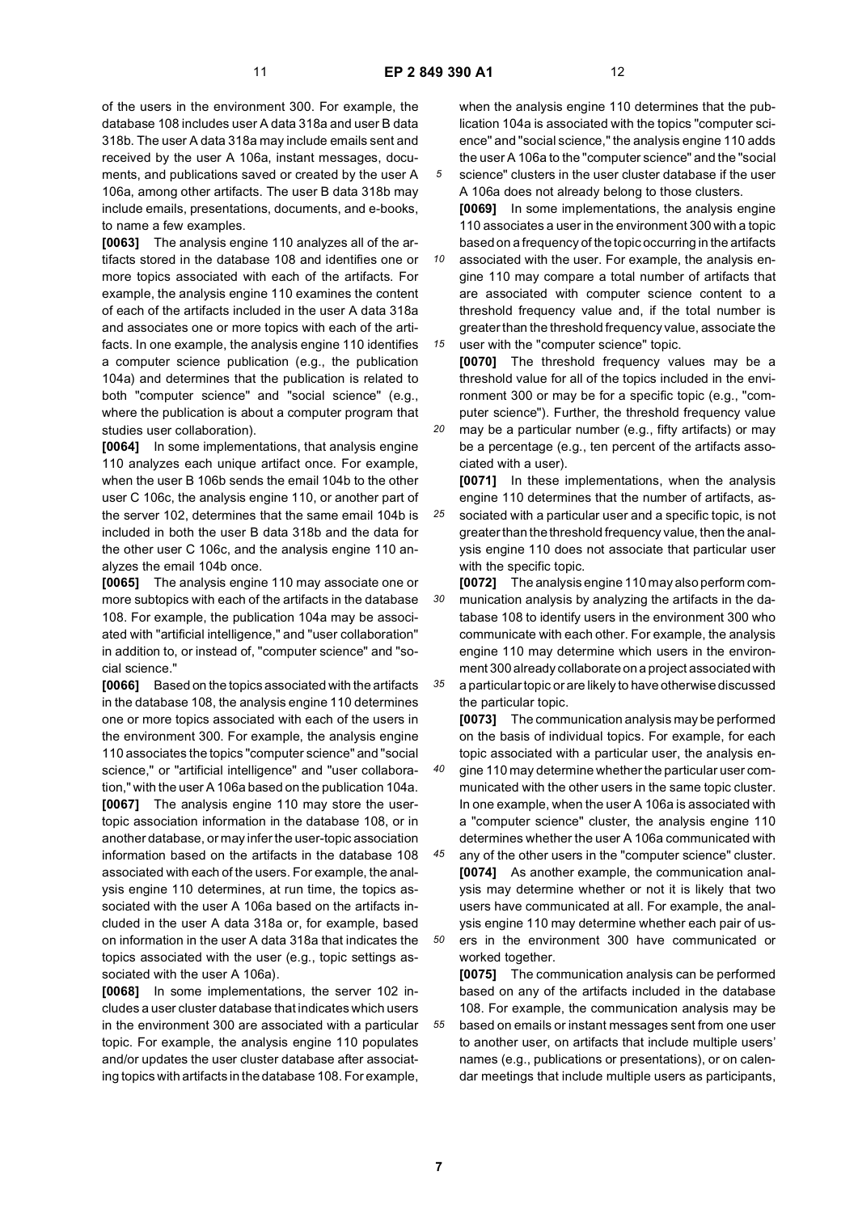of the users in the environment 300. For example, the database 108 includes user A data 318a and user B data 318b. The user A data 318a may include emails sent and received by the user A 106a, instant messages, documents, and publications saved or created by the user A 106a, among other artifacts. The user B data 318b may include emails, presentations, documents, and e-books, to name a few examples.

**[0063]** The analysis engine 110 analyzes all of the artifacts stored in the database 108 and identifies one or more topics associated with each of the artifacts. For example, the analysis engine 110 examines the content of each of the artifacts included in the user A data 318a and associates one or more topics with each of the artifacts. In one example, the analysis engine 110 identifies a computer science publication (e.g., the publication 104a) and determines that the publication is related to both "computer science" and "social science" (e.g., where the publication is about a computer program that studies user collaboration).

**[0064]** In some implementations, that analysis engine 110 analyzes each unique artifact once. For example, when the user B 106b sends the email 104b to the other user C 106c, the analysis engine 110, or another part of the server 102, determines that the same email 104b is included in both the user B data 318b and the data for the other user C 106c, and the analysis engine 110 analyzes the email 104b once.

**[0065]** The analysis engine 110 may associate one or more subtopics with each of the artifacts in the database 108. For example, the publication 104a may be associated with "artificial intelligence," and "user collaboration" in addition to, or instead of, "computer science" and "social science."

**[0066]** Based on the topics associated with the artifacts in the database 108, the analysis engine 110 determines one or more topics associated with each of the users in the environment 300. For example, the analysis engine 110 associates the topics "computer science" and "social science," or "artificial intelligence" and "user collaboration," with the user A 106a based on the publication 104a.

**[0067]** The analysis engine 110 may store the user-topic association information in the database 108, or in another database, or may infer the user-topic association information based on the artifacts in the database 108 associated with each of the users. For example, the analysis engine 110 determines, at run time, the topics associated with the user A 106a based on the artifacts included in the user A data 318a or, for example, based on information in the user A data 318a that indicates the topics associated with the user (e.g., topic settings associated with the user A 106a).

**[0068]** In some implementations, the server 102 includes a user cluster database that indicates which users in the environment 300 are associated with a particular topic. For example, the analysis engine 110 populates and/or updates the user cluster database after associating topics with artifacts in the database 108. For example, when the analysis engine 110 determines that the publication 104a is associated with the topics "computer science" and "social science," the analysis engine 110 adds the user A 106a to the "computer science" and the "social science" clusters in the user cluster database if the user A 106a does not already belong to those clusters.

**[0069]** In some implementations, the analysis engine 110 associates a user in the environment 300 with a topic based on a frequency of the topic occurring in the artifacts associated with the user. For example, the analysis engine 110 may compare a total number of artifacts that are associated with computer science content to a threshold frequency value and, if the total number is greater than the threshold frequency value, associate the user with the "computer science" topic.

**[0070]** The threshold frequency values may be a threshold value for all of the topics included in the environment 300 or may be for a specific topic (e.g., "computer science"). Further, the threshold frequency value may be a particular number (e.g., fifty artifacts) or may be a percentage (e.g., ten percent of the artifacts associated with a user).

**[0071]** In these implementations, when the analysis engine 110 determines that the number of artifacts, associated with a particular user and a specific topic, is not greater than the threshold frequency value, then the analysis engine 110 does not associate that particular user with the specific topic.

**[0072]** The analysis engine 110 may also perform communication analysis by analyzing the artifacts in the database 108 to identify users in the environment 300 who communicate with each other. For example, the analysis engine 110 may determine which users in the environment 300 already collaborate on a project associated with a particular topic or are likely to have otherwise discussed the particular topic.

**[0073]** The communication analysis may be performed on the basis of individual topics. For example, for each topic associated with a particular user, the analysis engine 110 may determine whether the particular user communicated with the other users in the same topic cluster. In one example, when the user A 106a is associated with a "computer science" cluster, the analysis engine 110 determines whether the user A 106a communicated with any of the other users in the "computer science" cluster.

**[0074]** As another example, the communication analysis may determine whether or not it is likely that two users have communicated at all. For example, the analysis engine 110 may determine whether each pair of users in the environment 300 have communicated or worked together.

**[0075]** The communication analysis can be performed based on any of the artifacts included in the database 108. For example, the communication analysis may be based on emails or instant messages sent from one user to another user, on artifacts that include multiple users' names (e.g., publications or presentations), or on calendar meetings that include multiple users as participants,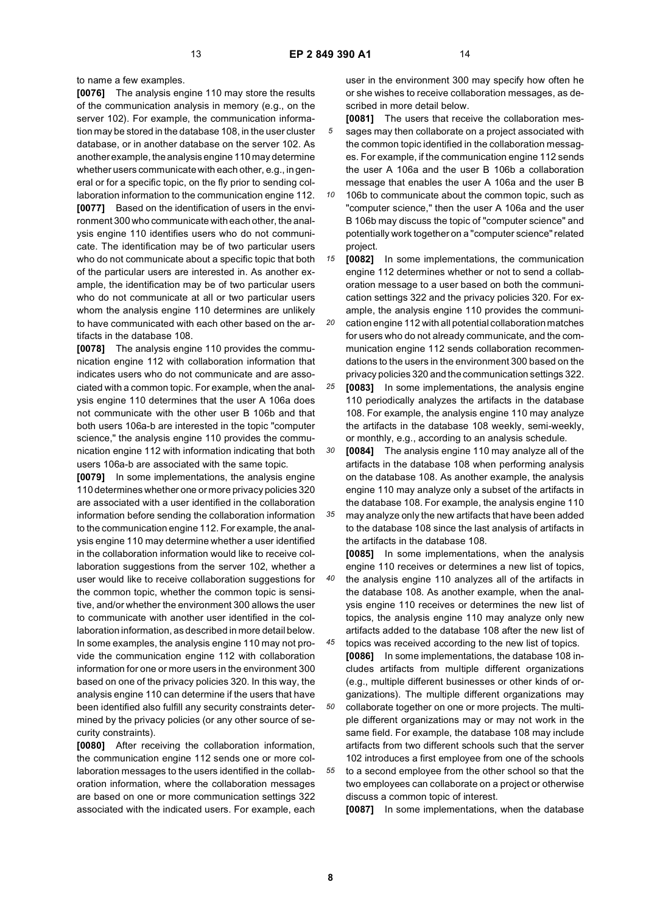to name a few examples.

**[0076]** The analysis engine 110 may store the results of the communication analysis in memory (e.g., on the server 102). For example, the communication information may be stored in the database 108, in the user cluster database, or in another database on the server 102. As another example, the analysis engine 110 may determine whether users communicate with each other, e.g., in general or for a specific topic, on the fly prior to sending collaboration information to the communication engine 112.

**[0077]** Based on the identification of users in the environment 300 who communicate with each other, the analysis engine 110 identifies users who do not communicate. The identification may be of two particular users who do not communicate about a specific topic that both of the particular users are interested in. As another example, the identification may be of two particular users who do not communicate at all or two particular users whom the analysis engine 110 determines are unlikely to have communicated with each other based on the artifacts in the database 108.

**[0078]** The analysis engine 110 provides the communication engine 112 with collaboration information that indicates users who do not communicate and are associated with a common topic. For example, when the analysis engine 110 determines that the user A 106a does not communicate with the other user B 106b and that both users 106a-b are interested in the topic "computer science," the analysis engine 110 provides the communication engine 112 with information indicating that both users 106a-b are associated with the same topic.

**[0079]** In some implementations, the analysis engine 110 determines whether one or more privacy policies 320 are associated with a user identified in the collaboration information before sending the collaboration information to the communication engine 112. For example, the analysis engine 110 may determine whether a user identified in the collaboration information would like to receive collaboration suggestions from the server 102, whether a user would like to receive collaboration suggestions for the common topic, whether the common topic is sensitive, and/or whether the environment 300 allows the user to communicate with another user identified in the collaboration information, as described in more detail below. In some examples, the analysis engine 110 may not provide the communication engine 112 with collaboration information for one or more users in the environment 300 based on one of the privacy policies 320. In this way, the analysis engine 110 can determine if the users that have been identified also fulfill any security constraints determined by the privacy policies (or any other source of security constraints).

**[0080]** After receiving the collaboration information, the communication engine 112 sends one or more collaboration messages to the users identified in the collaboration information, where the collaboration messages are based on one or more communication settings 322 associated with the indicated users. For example, each user in the environment 300 may specify how often he or she wishes to receive collaboration messages, as described in more detail below.

**[0081]** The users that receive the collaboration messages may then collaborate on a project associated with the common topic identified in the collaboration messages. For example, if the communication engine 112 sends the user A 106a and the user B 106b a collaboration message that enables the user A 106a and the user B 106b to communicate about the common topic, such as "computer science," then the user A 106a and the user B 106b may discuss the topic of "computer science" and potentially work together on a "computer science" related project.

**[0082]** In some implementations, the communication engine 112 determines whether or not to send a collaboration message to a user based on both the communication settings 322 and the privacy policies 320. For example, the analysis engine 110 provides the communication engine 112 with all potential collaboration matches for users who do not already communicate, and the communication engine 112 sends collaboration recommendations to the users in the environment 300 based on the privacy policies 320 and the communication settings 322.

**[0083]** In some implementations, the analysis engine 110 periodically analyzes the artifacts in the database 108. For example, the analysis engine 110 may analyze the artifacts in the database 108 weekly, semi-weekly, or monthly, e.g., according to an analysis schedule.

**[0084]** The analysis engine 110 may analyze all of the artifacts in the database 108 when performing analysis on the database 108. As another example, the analysis engine 110 may analyze only a subset of the artifacts in the database 108. For example, the analysis engine 110 may analyze only the new artifacts that have been added to the database 108 since the last analysis of artifacts in the artifacts in the database 108.

**[0085]** In some implementations, when the analysis engine 110 receives or determines a new list of topics, the analysis engine 110 analyzes all of the artifacts in the database 108. As another example, when the analysis engine 110 receives or determines the new list of topics, the analysis engine 110 may analyze only new artifacts added to the database 108 after the new list of topics was received according to the new list of topics.

**[0086]** In some implementations, the database 108 includes artifacts from multiple different organizations (e.g., multiple different businesses or other kinds of organizations). The multiple different organizations may collaborate together on one or more projects. The multiple different organizations may or may not work in the same field. For example, the database 108 may include artifacts from two different schools such that the server 102 introduces a first employee from one of the schools to a second employee from the other school so that the two employees can collaborate on a project or otherwise discuss a common topic of interest.

**[0087]** In some implementations, when the database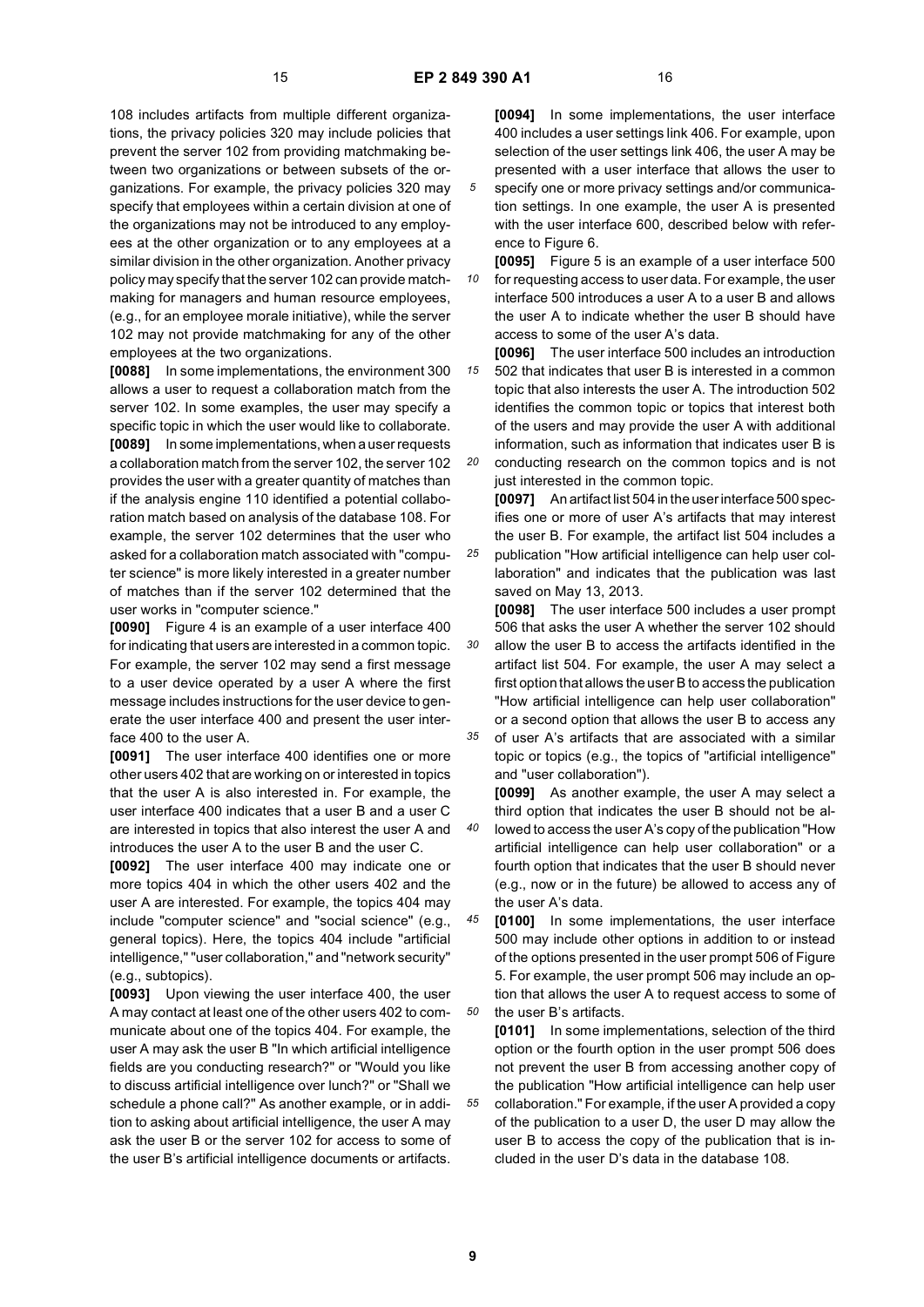108 includes artifacts from multiple different organizations, the privacy policies 320 may include policies that prevent the server 102 from providing matchmaking between two organizations or between subsets of the organizations. For example, the privacy policies 320 may specify that employees within a certain division at one of the organizations may not be introduced to any employees at the other organization or to any employees at a similar division in the other organization. Another privacy policy may specify that the server 102 can provide matchmaking for managers and human resource employees, (e.g., for an employee morale initiative), while the server 102 may not provide matchmaking for any of the other employees at the two organizations.

**[0088]** In some implementations, the environment 300 allows a user to request a collaboration match from the server 102. In some examples, the user may specify a specific topic in which the user would like to collaborate.

**[0089]** In some implementations, when a user requests a collaboration match from the server 102, the server 102 provides the user with a greater quantity of matches than if the analysis engine 110 identified a potential collaboration match based on analysis of the database 108. For example, the server 102 determines that the user who asked for a collaboration match associated with "computer science" is more likely interested in a greater number of matches than if the server 102 determined that the user works in "computer science."

**[0090]** Figure 4 is an example of a user interface 400 for indicating that users are interested in a common topic. For example, the server 102 may send a first message to a user device operated by a user A where the first message includes instructions for the user device to generate the user interface 400 and present the user interface 400 to the user A.

**[0091]** The user interface 400 identifies one or more other users 402 that are working on or interested in topics that the user A is also interested in. For example, the user interface 400 indicates that a user B and a user C are interested in topics that also interest the user A and introduces the user A to the user B and the user C.

**[0092]** The user interface 400 may indicate one or more topics 404 in which the other users 402 and the user A are interested. For example, the topics 404 may include "computer science" and "social science" (e.g., general topics). Here, the topics 404 include "artificial intelligence," "user collaboration," and "network security" (e.g., subtopics).

**[0093]** Upon viewing the user interface 400, the user A may contact at least one of the other users 402 to communicate about one of the topics 404. For example, the user A may ask the user B "In which artificial intelligence fields are you conducting research?" or "Would you like to discuss artificial intelligence over lunch?" or "Shall we schedule a phone call?" As another example, or in addition to asking about artificial intelligence, the user A may ask the user B or the server 102 for access to some of the user B's artificial intelligence documents or artifacts.

**[0094]** In some implementations, the user interface 400 includes a user settings link 406. For example, upon selection of the user settings link 406, the user A may be presented with a user interface that allows the user to specify one or more privacy settings and/or communication settings. In one example, the user A is presented with the user interface 600, described below with reference to Figure 6.

**[0095]** Figure 5 is an example of a user interface 500 for requesting access to user data. For example, the user interface 500 introduces a user A to a user B and allows the user A to indicate whether the user B should have access to some of the user A's data.

**[0096]** The user interface 500 includes an introduction 502 that indicates that user B is interested in a common topic that also interests the user A. The introduction 502 identifies the common topic or topics that interest both of the users and may provide the user A with additional information, such as information that indicates user B is conducting research on the common topics and is not just interested in the common topic.

**[0097]** An artifact list 504 in the user interface 500 specifies one or more of user A's artifacts that may interest the user B. For example, the artifact list 504 includes a publication "How artificial intelligence can help user collaboration" and indicates that the publication was last saved on May 13, 2013.

**[0098]** The user interface 500 includes a user prompt 506 that asks the user A whether the server 102 should allow the user B to access the artifacts identified in the artifact list 504. For example, the user A may select a first option that allows the user B to access the publication "How artificial intelligence can help user collaboration" or a second option that allows the user B to access any of user A's artifacts that are associated with a similar topic or topics (e.g., the topics of "artificial intelligence" and "user collaboration").

**[0099]** As another example, the user A may select a third option that indicates the user B should not be allowed to access the user A's copy of the publication "How artificial intelligence can help user collaboration" or a fourth option that indicates that the user B should never (e.g., now or in the future) be allowed to access any of the user A's data.

**[0100]** In some implementations, the user interface 500 may include other options in addition to or instead of the options presented in the user prompt 506 of Figure 5. For example, the user prompt 506 may include an option that allows the user A to request access to some of the user B's artifacts.

**[0101]** In some implementations, selection of the third option or the fourth option in the user prompt 506 does not prevent the user B from accessing another copy of the publication "How artificial intelligence can help user collaboration." For example, if the user A provided a copy of the publication to a user D, the user D may allow the user B to access the copy of the publication that is included in the user D's data in the database 108.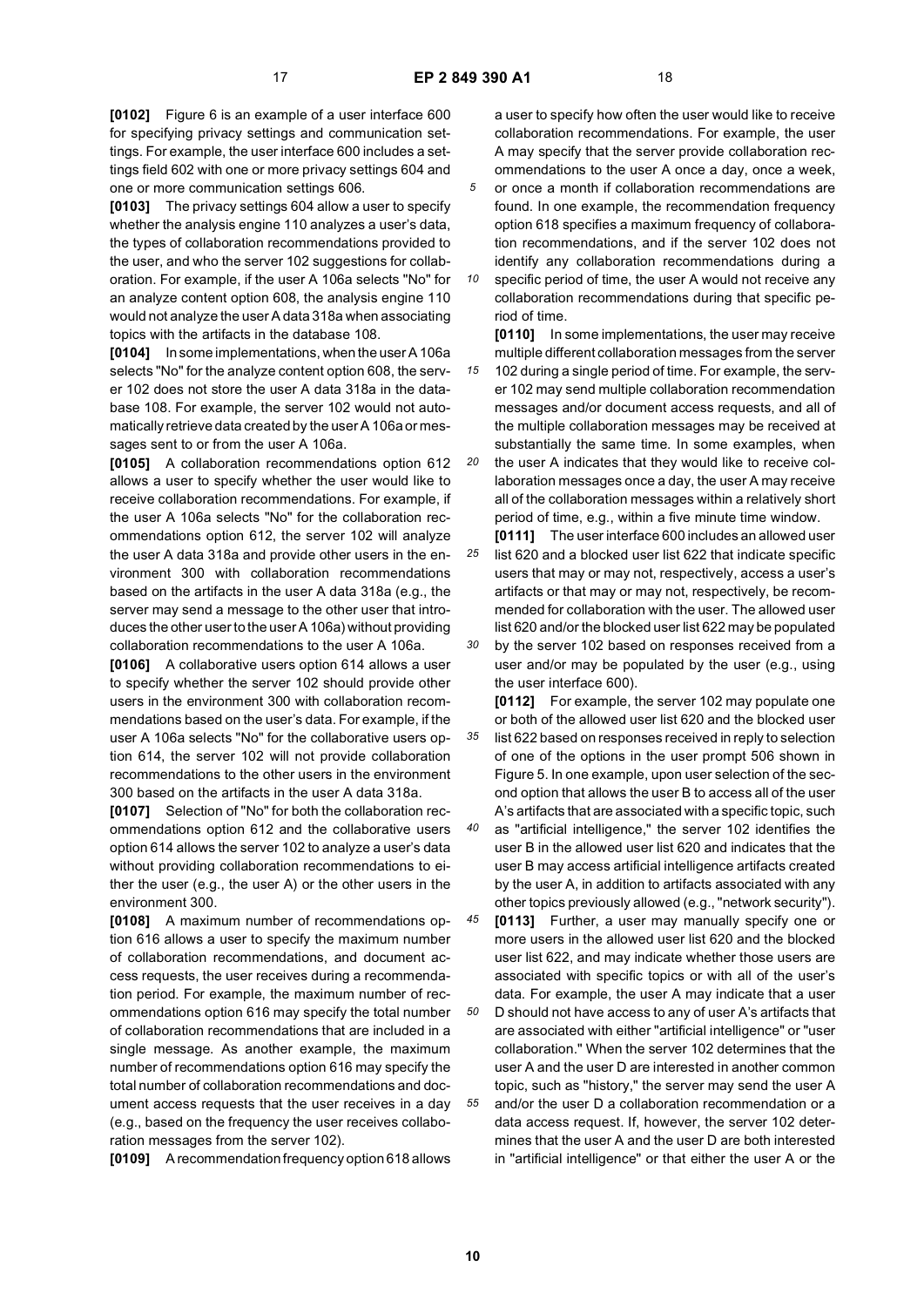**[0102]** Figure 6 is an example of a user interface 600 for specifying privacy settings and communication settings. For example, the user interface 600 includes a settings field 602 with one or more privacy settings 604 and one or more communication settings 606.

**[0103]** The privacy settings 604 allow a user to specify whether the analysis engine 110 analyzes a user's data, the types of collaboration recommendations provided to the user, and who the server 102 suggestions for collaboration. For example, if the user A 106a selects "No" for an analyze content option 608, the analysis engine 110 would not analyze the user A data 318a when associating topics with the artifacts in the database 108.

**[0104]** In some implementations, when the user A 106a selects "No" for the analyze content option 608, the server 102 does not store the user A data 318a in the database 108. For example, the server 102 would not automatically retrieve data created by the user A 106a or messages sent to or from the user A 106a.

**[0105]** A collaboration recommendations option 612 allows a user to specify whether the user would like to receive collaboration recommendations. For example, if the user A 106a selects "No" for the collaboration recommendations option 612, the server 102 will analyze the user A data 318a and provide other users in the environment 300 with collaboration recommendations based on the artifacts in the user A data 318a (e.g., the server may send a message to the other user that introduces the other user to the user A 106a) without providing collaboration recommendations to the user A 106a.

**[0106]** A collaborative users option 614 allows a user to specify whether the server 102 should provide other users in the environment 300 with collaboration recommendations based on the user's data. For example, if the user A 106a selects "No" for the collaborative users option 614, the server 102 will not provide collaboration recommendations to the other users in the environment 300 based on the artifacts in the user A data 318a.

**[0107]** Selection of "No" for both the collaboration recommendations option 612 and the collaborative users option 614 allows the server 102 to analyze a user's data without providing collaboration recommendations to either the user (e.g., the user A) or the other users in the environment 300.

**[0108]** A maximum number of recommendations option 616 allows a user to specify the maximum number of collaboration recommendations, and document access requests, the user receives during a recommendation period. For example, the maximum number of recommendations option 616 may specify the total number of collaboration recommendations that are included in a single message. As another example, the maximum number of recommendations option 616 may specify the total number of collaboration recommendations and document access requests that the user receives in a day (e.g., based on the frequency the user receives collaboration messages from the server 102).

**[0109]** A recommendation frequency option 618 allows a user to specify how often the user would like to receive collaboration recommendations. For example, the user A may specify that the server provide collaboration recommendations to the user A once a day, once a week, or once a month if collaboration recommendations are found. In one example, the recommendation frequency option 618 specifies a maximum frequency of collaboration recommendations, and if the server 102 does not identify any collaboration recommendations during a specific period of time, the user A would not receive any collaboration recommendations during that specific period of time.

**[0110]** In some implementations, the user may receive multiple different collaboration messages from the server 102 during a single period of time. For example, the server 102 may send multiple collaboration recommendation messages and/or document access requests, and all of the multiple collaboration messages may be received at substantially the same time. In some examples, when the user A indicates that they would like to receive collaboration messages once a day, the user A may receive all of the collaboration messages within a relatively short period of time, e.g., within a five minute time window.

**[0111]** The user interface 600 includes an allowed user list 620 and a blocked user list 622 that indicate specific users that may or may not, respectively, access a user's artifacts or that may or may not, respectively, be recommended for collaboration with the user. The allowed user list 620 and/or the blocked user list 622 may be populated by the server 102 based on responses received from a user and/or may be populated by the user (e.g., using the user interface 600).

**[0112]** For example, the server 102 may populate one or both of the allowed user list 620 and the blocked user list 622 based on responses received in reply to selection of one of the options in the user prompt 506 shown in Figure 5. In one example, upon user selection of the second option that allows the user B to access all of the user A's artifacts that are associated with a specific topic, such as "artificial intelligence," the server 102 identifies the user B in the allowed user list 620 and indicates that the user B may access artificial intelligence artifacts created by the user A, in addition to artifacts associated with any other topics previously allowed (e.g., "network security").

**[0113]** Further, a user may manually specify one or more users in the allowed user list 620 and the blocked user list 622, and may indicate whether those users are associated with specific topics or with all of the user's data. For example, the user A may indicate that a user D should not have access to any of user A's artifacts that are associated with either "artificial intelligence" or "user collaboration." When the server 102 determines that the user A and the user D are interested in another common topic, such as "history," the server may send the user A and/or the user D a collaboration recommendation or a data access request. If, however, the server 102 determines that the user A and the user D are both interested in "artificial intelligence" or that either the user A or the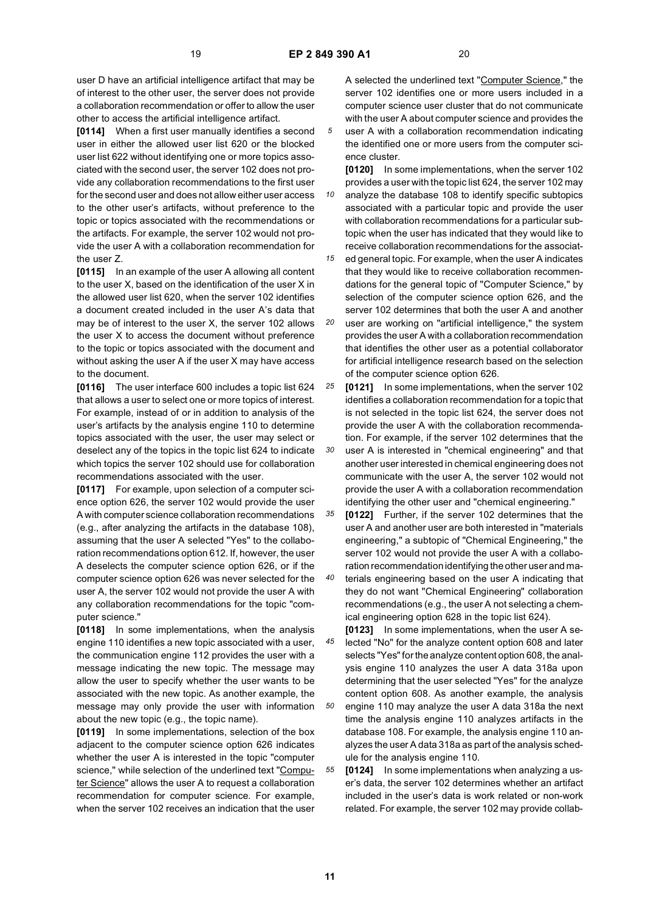user D have an artificial intelligence artifact that may be of interest to the other user, the server does not provide a collaboration recommendation or offer to allow the user other to access the artificial intelligence artifact.

**[0114]** When a first user manually identifies a second user in either the allowed user list 620 or the blocked user list 622 without identifying one or more topics associated with the second user, the server 102 does not provide any collaboration recommendations to the first user for the second user and does not allow either user access to the other user's artifacts, without preference to the topic or topics associated with the recommendations or the artifacts. For example, the server 102 would not provide the user A with a collaboration recommendation for the user Z.

**[0115]** In an example of the user A allowing all content to the user X, based on the identification of the user X in the allowed user list 620, when the server 102 identifies a document created included in the user A's data that may be of interest to the user X, the server 102 allows the user X to access the document without preference to the topic or topics associated with the document and without asking the user A if the user X may have access to the document.

**[0116]** The user interface 600 includes a topic list 624 that allows a user to select one or more topics of interest. For example, instead of or in addition to analysis of the user's artifacts by the analysis engine 110 to determine topics associated with the user, the user may select or deselect any of the topics in the topic list 624 to indicate which topics the server 102 should use for collaboration recommendations associated with the user.

**[0117]** For example, upon selection of a computer science option 626, the server 102 would provide the user A with computer science collaboration recommendations (e.g., after analyzing the artifacts in the database 108), assuming that the user A selected "Yes" to the collaboration recommendations option 612. If, however, the user A deselects the computer science option 626, or if the computer science option 626 was never selected for the user A, the server 102 would not provide the user A with any collaboration recommendations for the topic "computer science."

**[0118]** In some implementations, when the analysis engine 110 identifies a new topic associated with a user, the communication engine 112 provides the user with a message indicating the new topic. The message may allow the user to specify whether the user wants to be associated with the new topic. As another example, the message may only provide the user with information about the new topic (e.g., the topic name).

**[0119]** In some implementations, selection of the box adjacent to the computer science option 626 indicates whether the user A is interested in the topic "computer science," while selection of the underlined text "Computer Science" allows the user A to request a collaboration recommendation for computer science. For example, when the server 102 receives an indication that the user A selected the underlined text "Computer Science," the server 102 identifies one or more users included in a computer science user cluster that do not communicate with the user A about computer science and provides the user A with a collaboration recommendation indicating the identified one or more users from the computer science cluster.

**[0120]** In some implementations, when the server 102 provides a user with the topic list 624, the server 102 may analyze the database 108 to identify specific subtopics associated with a particular topic and provide the user with collaboration recommendations for a particular subtopic when the user has indicated that they would like to receive collaboration recommendations for the associated general topic. For example, when the user A indicates that they would like to receive collaboration recommendations for the general topic of "Computer Science," by selection of the computer science option 626, and the server 102 determines that both the user A and another user are working on "artificial intelligence," the system provides the user A with a collaboration recommendation that identifies the other user as a potential collaborator for artificial intelligence research based on the selection of the computer science option 626.

**[0121]** In some implementations, when the server 102 identifies a collaboration recommendation for a topic that is not selected in the topic list 624, the server does not provide the user A with the collaboration recommendation. For example, if the server 102 determines that the user A is interested in "chemical engineering" and that another user interested in chemical engineering does not communicate with the user A, the server 102 would not provide the user A with a collaboration recommendation identifying the other user and "chemical engineering."

**[0122]** Further, if the server 102 determines that the user A and another user are both interested in "materials engineering," a subtopic of "Chemical Engineering," the server 102 would not provide the user A with a collaboration recommendation identifying the other user and materials engineering based on the user A indicating that they do not want "Chemical Engineering" collaboration recommendations (e.g., the user A not selecting a chemical engineering option 628 in the topic list 624).

**[0123]** In some implementations, when the user A selected "No" for the analyze content option 608 and later selects "Yes" for the analyze content option 608, the analysis engine 110 analyzes the user A data 318a upon determining that the user selected "Yes" for the analyze content option 608. As another example, the analysis engine 110 may analyze the user A data 318a the next time the analysis engine 110 analyzes artifacts in the database 108. For example, the analysis engine 110 analyzes the user A data 318a as part of the analysis schedule for the analysis engine 110.

**[0124]** In some implementations when analyzing a user's data, the server 102 determines whether an artifact included in the user's data is work related or non-work related. For example, the server 102 may provide collab-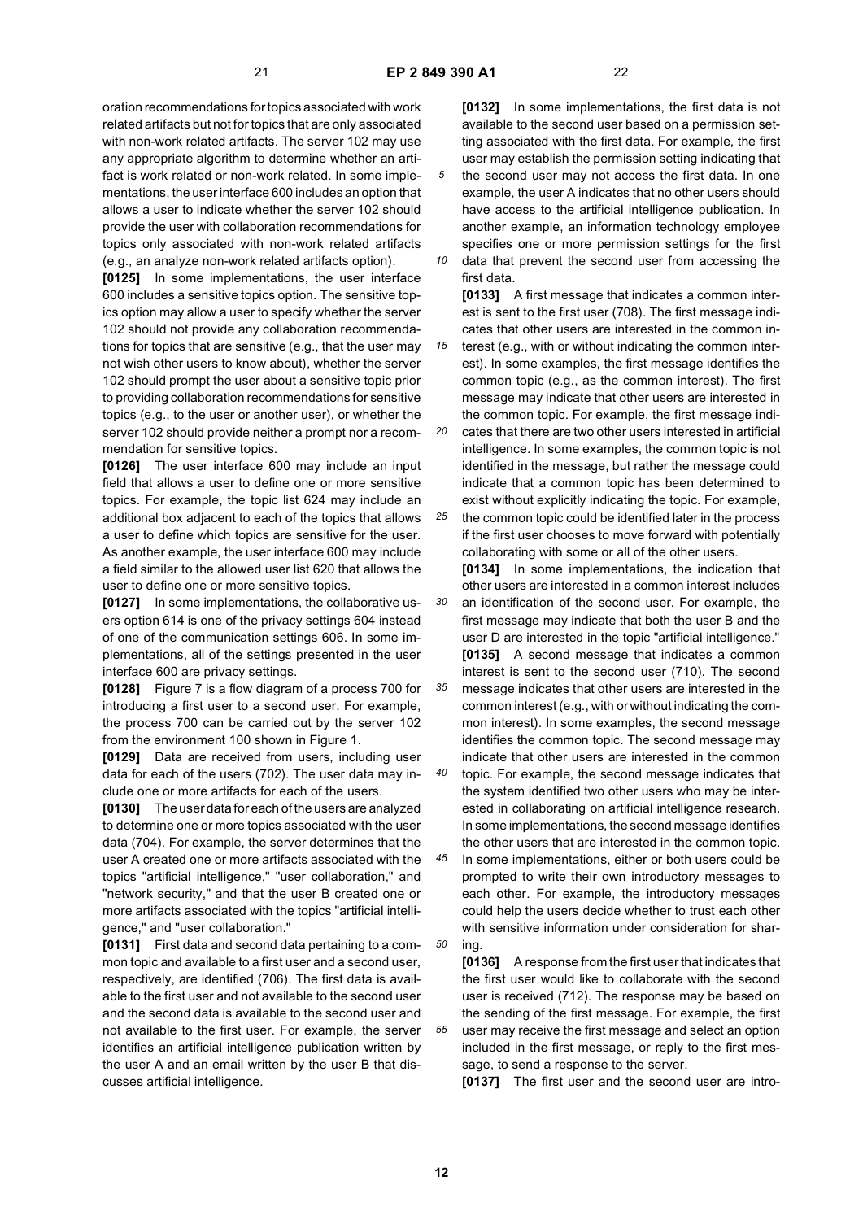oration recommendations for topics associated with work related artifacts but not for topics that are only associated with non-work related artifacts. The server 102 may use any appropriate algorithm to determine whether an artifact is work related or non-work related. In some implementations, the user interface 600 includes an option that allows a user to indicate whether the server 102 should provide the user with collaboration recommendations for topics only associated with non-work related artifacts (e.g., an analyze non-work related artifacts option).

**[0125]** In some implementations, the user interface 600 includes a sensitive topics option. The sensitive topics option may allow a user to specify whether the server 102 should not provide any collaboration recommendations for topics that are sensitive (e.g., that the user may not wish other users to know about), whether the server 102 should prompt the user about a sensitive topic prior to providing collaboration recommendations for sensitive topics (e.g., to the user or another user), or whether the server 102 should provide neither a prompt nor a recommendation for sensitive topics.

**[0126]** The user interface 600 may include an input field that allows a user to define one or more sensitive topics. For example, the topic list 624 may include an additional box adjacent to each of the topics that allows a user to define which topics are sensitive for the user. As another example, the user interface 600 may include a field similar to the allowed user list 620 that allows the user to define one or more sensitive topics.

**[0127]** In some implementations, the collaborative users option 614 is one of the privacy settings 604 instead of one of the communication settings 606. In some implementations, all of the settings presented in the user interface 600 are privacy settings.

**[0128]** Figure 7 is a flow diagram of a process 700 for introducing a first user to a second user. For example, the process 700 can be carried out by the server 102 from the environment 100 shown in Figure 1.

**[0129]** Data are received from users, including user data for each of the users (702). The user data may include one or more artifacts for each of the users.

**[0130]** The user data for each of the users are analyzed to determine one or more topics associated with the user data (704). For example, the server determines that the user A created one or more artifacts associated with the topics "artificial intelligence," "user collaboration," and "network security," and that the user B created one or more artifacts associated with the topics "artificial intelligence," and "user collaboration."

**[0131]** First data and second data pertaining to a common topic and available to a first user and a second user, respectively, are identified (706). The first data is available to the first user and not available to the second user and the second data is available to the second user and not available to the first user. For example, the server identifies an artificial intelligence publication written by the user A and an email written by the user B that discusses artificial intelligence.

**[0132]** In some implementations, the first data is not available to the second user based on a permission setting associated with the first data. For example, the first user may establish the permission setting indicating that the second user may not access the first data. In one example, the user A indicates that no other users should have access to the artificial intelligence publication. In another example, an information technology employee specifies one or more permission settings for the first data that prevent the second user from accessing the first data.

**[0133]** A first message that indicates a common interest is sent to the first user (708). The first message indicates that other users are interested in the common interest (e.g., with or without indicating the common interest). In some examples, the first message identifies the common topic (e.g., as the common interest). The first message may indicate that other users are interested in the common topic. For example, the first message indicates that there are two other users interested in artificial intelligence. In some examples, the common topic is not identified in the message, but rather the message could indicate that a common topic has been determined to exist without explicitly indicating the topic. For example, the common topic could be identified later in the process if the first user chooses to move forward with potentially collaborating with some or all of the other users.

**[0134]** In some implementations, the indication that other users are interested in a common interest includes an identification of the second user. For example, the first message may indicate that both the user B and the user D are interested in the topic "artificial intelligence."

**[0135]** A second message that indicates a common interest is sent to the second user (710). The second message indicates that other users are interested in the common interest (e.g., with or without indicating the common interest). In some examples, the second message identifies the common topic. The second message may indicate that other users are interested in the common topic. For example, the second message indicates that the system identified two other users who may be interested in collaborating on artificial intelligence research. In some implementations, the second message identifies the other users that are interested in the common topic. In some implementations, either or both users could be prompted to write their own introductory messages to each other. For example, the introductory messages could help the users decide whether to trust each other with sensitive information under consideration for sharing.

**[0136]** A response from the first user that indicates that the first user would like to collaborate with the second user is received (712). The response may be based on the sending of the first message. For example, the first user may receive the first message and select an option included in the first message, or reply to the first message, to send a response to the server.

**[0137]** The first user and the second user are intro-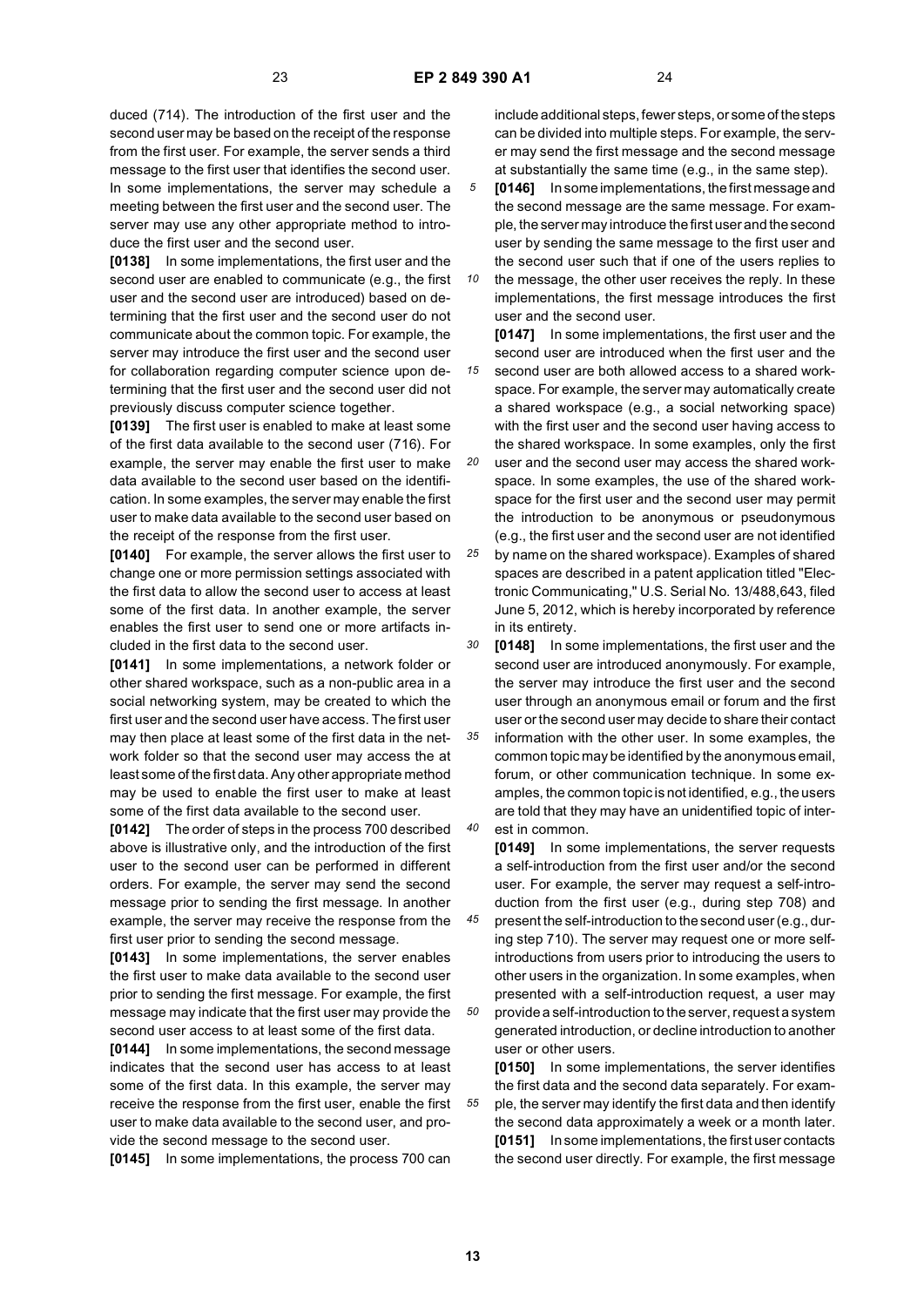duced (714). The introduction of the first user and the second user may be based on the receipt of the response from the first user. For example, the server sends a third message to the first user that identifies the second user. In some implementations, the server may schedule a meeting between the first user and the second user. The server may use any other appropriate method to introduce the first user and the second user.

**[0138]** In some implementations, the first user and the second user are enabled to communicate (e.g., the first user and the second user are introduced) based on determining that the first user and the second user do not communicate about the common topic. For example, the server may introduce the first user and the second user for collaboration regarding computer science upon determining that the first user and the second user did not previously discuss computer science together.

**[0139]** The first user is enabled to make at least some of the first data available to the second user (716). For example, the server may enable the first user to make data available to the second user based on the identification. In some examples, the server may enable the first user to make data available to the second user based on the receipt of the response from the first user.

**[0140]** For example, the server allows the first user to change one or more permission settings associated with the first data to allow the second user to access at least some of the first data. In another example, the server enables the first user to send one or more artifacts included in the first data to the second user.

**[0141]** In some implementations, a network folder or other shared workspace, such as a non-public area in a social networking system, may be created to which the first user and the second user have access. The first user may then place at least some of the first data in the network folder so that the second user may access the at least some of the first data. Any other appropriate method may be used to enable the first user to make at least some of the first data available to the second user.

**[0142]** The order of steps in the process 700 described above is illustrative only, and the introduction of the first user to the second user can be performed in different orders. For example, the server may send the second message prior to sending the first message. In another example, the server may receive the response from the first user prior to sending the second message.

**[0143]** In some implementations, the server enables the first user to make data available to the second user prior to sending the first message. For example, the first message may indicate that the first user may provide the second user access to at least some of the first data.

**[0144]** In some implementations, the second message indicates that the second user has access to at least some of the first data. In this example, the server may receive the response from the first user, enable the first user to make data available to the second user, and provide the second message to the second user.

**[0145]** In some implementations, the process 700 can include additional steps, fewer steps, or some of the steps can be divided into multiple steps. For example, the server may send the first message and the second message at substantially the same time (e.g., in the same step).

**[0146]** In some implementations, the first message and the second message are the same message. For example, the server may introduce the first user and the second user by sending the same message to the first user and the second user such that if one of the users replies to the message, the other user receives the reply. In these implementations, the first message introduces the first user and the second user.

**[0147]** In some implementations, the first user and the second user are introduced when the first user and the second user are both allowed access to a shared workspace. For example, the server may automatically create a shared workspace (e.g., a social networking space) with the first user and the second user having access to the shared workspace. In some examples, only the first user and the second user may access the shared workspace. In some examples, the use of the shared workspace for the first user and the second user may permit the introduction to be anonymous or pseudonymous (e.g., the first user and the second user are not identified by name on the shared workspace). Examples of shared spaces are described in a patent application titled "Electronic Communicating," U.S. Serial No. 13/488,643, filed June 5, 2012, which is hereby incorporated by reference in its entirety.

**[0148]** In some implementations, the first user and the second user are introduced anonymously. For example, the server may introduce the first user and the second user through an anonymous email or forum and the first user or the second user may decide to share their contact information with the other user. In some examples, the common topic may be identified by the anonymous email, forum, or other communication technique. In some examples, the common topic is not identified, e.g., the users are told that they may have an unidentified topic of interest in common.

**[0149]** In some implementations, the server requests a self-introduction from the first user and/or the second user. For example, the server may request a self-introduction from the first user (e.g., during step 708) and present the self-introduction to the second user (e.g., during step 710). The server may request one or more self-introductions from users prior to introducing the users to other users in the organization. In some examples, when presented with a self-introduction request, a user may provide a self-introduction to the server, request a system generated introduction, or decline introduction to another user or other users.

**[0150]** In some implementations, the server identifies the first data and the second data separately. For example, the server may identify the first data and then identify the second data approximately a week or a month later.

**[0151]** In some implementations, the first user contacts the second user directly. For example, the first message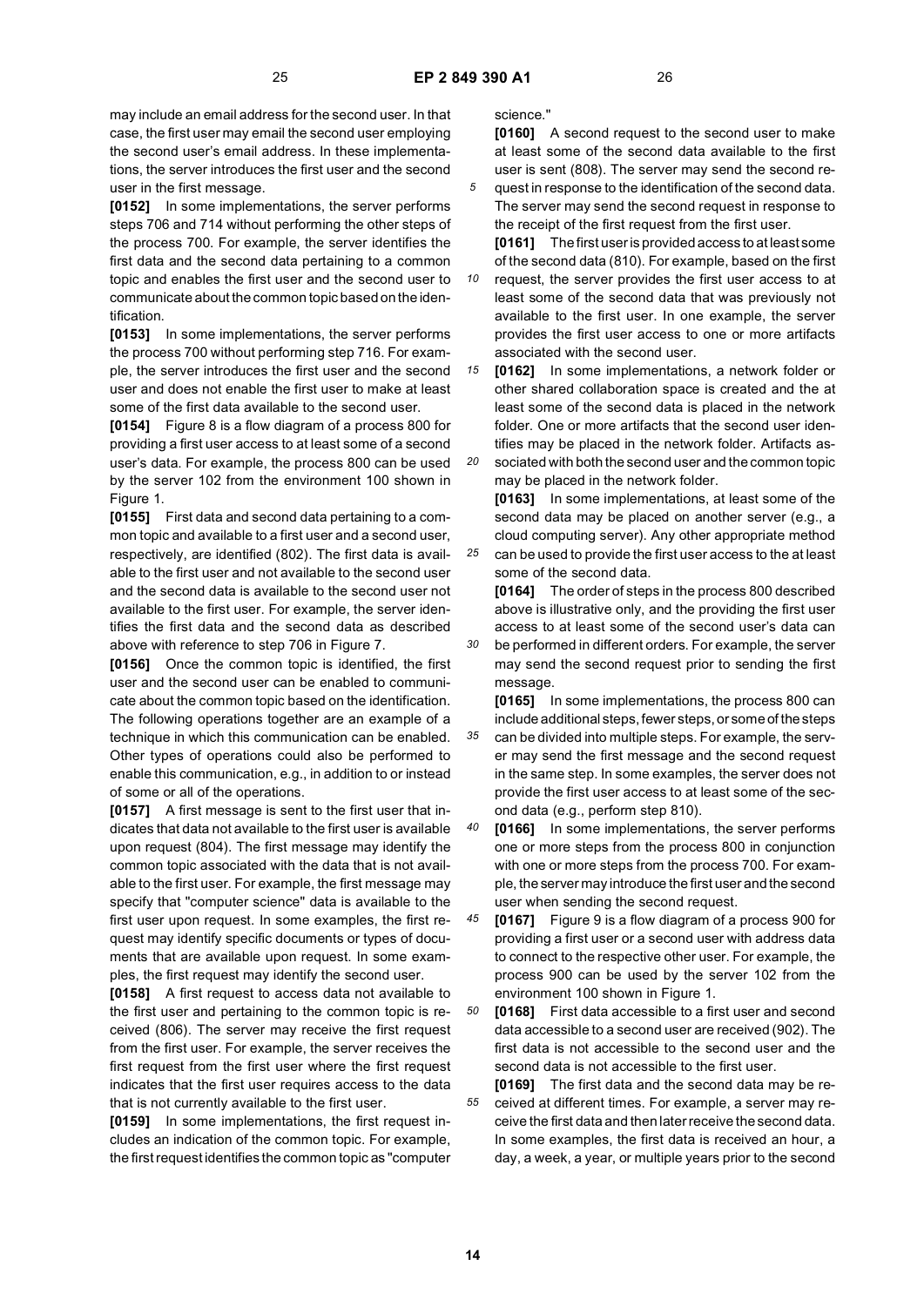may include an email address for the second user. In that case, the first user may email the second user employing the second user's email address. In these implementations, the server introduces the first user and the second user in the first message.

**[0152]** In some implementations, the server performs steps 706 and 714 without performing the other steps of the process 700. For example, the server identifies the first data and the second data pertaining to a common topic and enables the first user and the second user to communicate about the common topic based on the identification.

**[0153]** In some implementations, the server performs the process 700 without performing step 716. For example, the server introduces the first user and the second user and does not enable the first user to make at least some of the first data available to the second user.

**[0154]** Figure 8 is a flow diagram of a process 800 for providing a first user access to at least some of a second user's data. For example, the process 800 can be used by the server 102 from the environment 100 shown in Figure 1.

**[0155]** First data and second data pertaining to a common topic and available to a first user and a second user, respectively, are identified (802). The first data is available to the first user and not available to the second user and the second data is available to the second user not available to the first user. For example, the server identifies the first data and the second data as described above with reference to step 706 in Figure 7.

**[0156]** Once the common topic is identified, the first user and the second user can be enabled to communicate about the common topic based on the identification. The following operations together are an example of a technique in which this communication can be enabled. Other types of operations could also be performed to enable this communication, e.g., in addition to or instead of some or all of the operations.

**[0157]** A first message is sent to the first user that indicates that data not available to the first user is available upon request (804). The first message may identify the common topic associated with the data that is not available to the first user. For example, the first message may specify that "computer science" data is available to the first user upon request. In some examples, the first request may identify specific documents or types of documents that are available upon request. In some examples, the first request may identify the second user.

**[0158]** A first request to access data not available to the first user and pertaining to the common topic is received (806). The server may receive the first request from the first user. For example, the server receives the first request from the first user where the first request indicates that the first user requires access to the data that is not currently available to the first user.

**[0159]** In some implementations, the first request includes an indication of the common topic. For example, the first request identifies the common topic as "computer science."

**[0160]** A second request to the second user to make at least some of the second data available to the first user is sent (808). The server may send the second request in response to the identification of the second data. The server may send the second request in response to the receipt of the first request from the first user.

**[0161]** The first user is provided access to at least some of the second data (810). For example, based on the first request, the server provides the first user access to at least some of the second data that was previously not available to the first user. In one example, the server provides the first user access to one or more artifacts associated with the second user.

**[0162]** In some implementations, a network folder or other shared collaboration space is created and the at least some of the second data is placed in the network folder. One or more artifacts that the second user identifies may be placed in the network folder. Artifacts associated with both the second user and the common topic may be placed in the network folder.

**[0163]** In some implementations, at least some of the second data may be placed on another server (e.g., a cloud computing server). Any other appropriate method can be used to provide the first user access to the at least some of the second data.

**[0164]** The order of steps in the process 800 described above is illustrative only, and the providing the first user access to at least some of the second user's data can be performed in different orders. For example, the server may send the second request prior to sending the first message.

**[0165]** In some implementations, the process 800 can include additional steps, fewer steps, or some of the steps can be divided into multiple steps. For example, the server may send the first message and the second request in the same step. In some examples, the server does not provide the first user access to at least some of the second data (e.g., perform step 810).

**[0166]** In some implementations, the server performs one or more steps from the process 800 in conjunction with one or more steps from the process 700. For example, the server may introduce the first user and the second user when sending the second request.

**[0167]** Figure 9 is a flow diagram of a process 900 for providing a first user or a second user with address data to connect to the respective other user. For example, the process 900 can be used by the server 102 from the environment 100 shown in Figure 1.

**[0168]** First data accessible to a first user and second data accessible to a second user are received (902). The first data is not accessible to the second user and the second data is not accessible to the first user.

**[0169]** The first data and the second data may be received at different times. For example, a server may receive the first data and then later receive the second data. In some examples, the first data is received an hour, a day, a week, a year, or multiple years prior to the second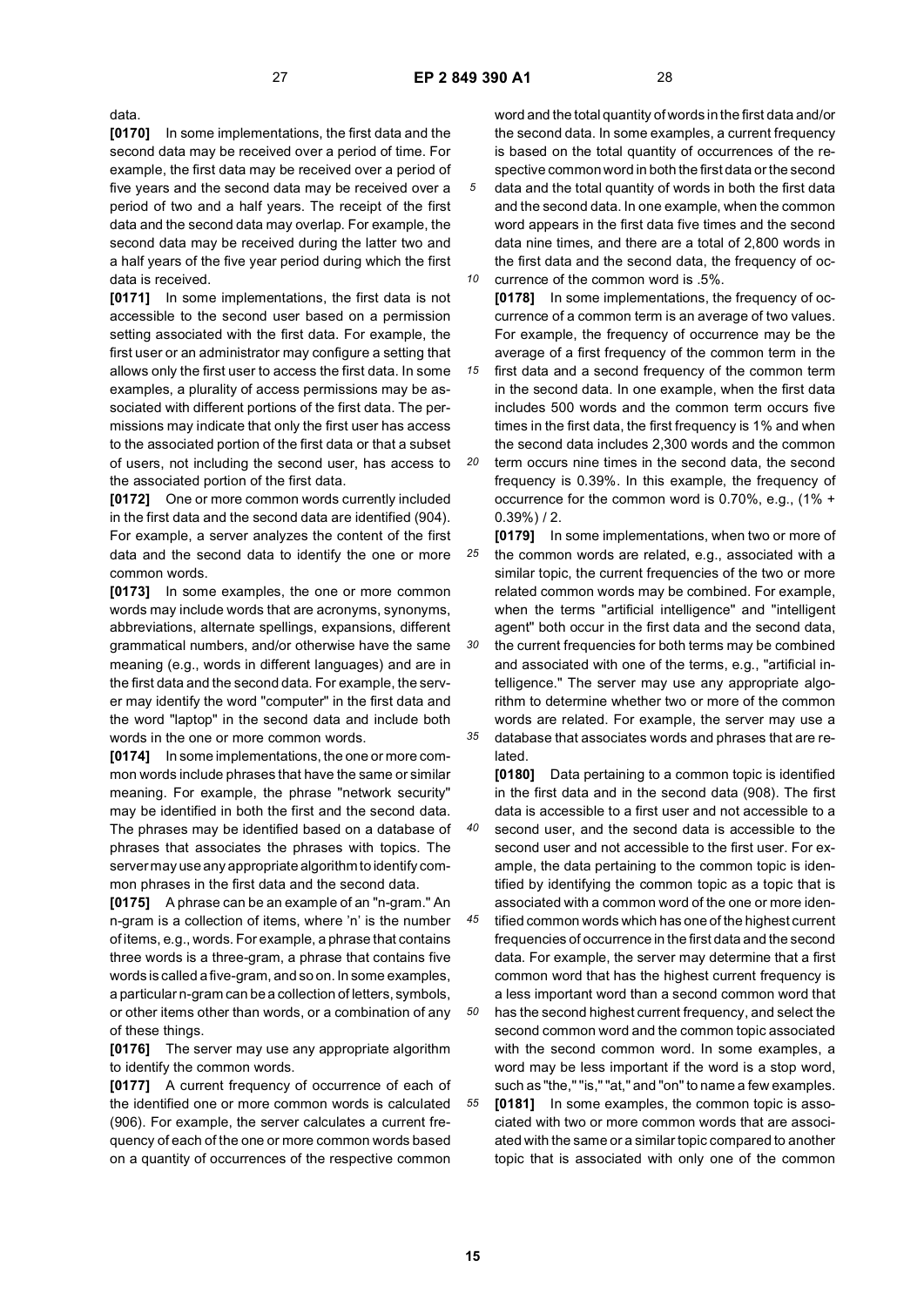data.

**[0170]** In some implementations, the first data and the second data may be received over a period of time. For example, the first data may be received over a period of five years and the second data may be received over a period of two and a half years. The receipt of the first data and the second data may overlap. For example, the second data may be received during the latter two and a half years of the five year period during which the first data is received.

**[0171]** In some implementations, the first data is not accessible to the second user based on a permission setting associated with the first data. For example, the first user or an administrator may configure a setting that allows only the first user to access the first data. In some examples, a plurality of access permissions may be associated with different portions of the first data. The permissions may indicate that only the first user has access to the associated portion of the first data or that a subset of users, not including the second user, has access to the associated portion of the first data.

**[0172]** One or more common words currently included in the first data and the second data are identified (904). For example, a server analyzes the content of the first data and the second data to identify the one or more common words.

**[0173]** In some examples, the one or more common words may include words that are acronyms, synonyms, abbreviations, alternate spellings, expansions, different grammatical numbers, and/or otherwise have the same meaning (e.g., words in different languages) and are in the first data and the second data. For example, the server may identify the word "computer" in the first data and the word "laptop" in the second data and include both words in the one or more common words.

**[0174]** In some implementations, the one or more common words include phrases that have the same or similar meaning. For example, the phrase "network security" may be identified in both the first and the second data. The phrases may be identified based on a database of phrases that associates the phrases with topics. The server may use any appropriate algorithm to identify common phrases in the first data and the second data.

**[0175]** A phrase can be an example of an "n-gram." An n-gram is a collection of items, where 'n' is the number of items, e.g., words. For example, a phrase that contains three words is a three-gram, a phrase that contains five words is called a five-gram, and so on. In some examples, a particular n-gram can be a collection of letters, symbols, or other items other than words, or a combination of any of these things.

**[0176]** The server may use any appropriate algorithm to identify the common words.

**[0177]** A current frequency of occurrence of each of the identified one or more common words is calculated (906). For example, the server calculates a current frequency of each of the one or more common words based on a quantity of occurrences of the respective common word and the total quantity of words in the first data and/or the second data. In some examples, a current frequency is based on the total quantity of occurrences of the respective common word in both the first data or the second data and the total quantity of words in both the first data and the second data. In one example, when the common word appears in the first data five times and the second data nine times, and there are a total of 2,800 words in the first data and the second data, the frequency of occurrence of the common word is .5%.

**[0178]** In some implementations, the frequency of occurrence of a common term is an average of two values. For example, the frequency of occurrence may be the average of a first frequency of the common term in the first data and a second frequency of the common term in the second data. In one example, when the first data includes 500 words and the common term occurs five times in the first data, the first frequency is 1% and when the second data includes 2,300 words and the common term occurs nine times in the second data, the second frequency is 0.39%. In this example, the frequency of occurrence for the common word is 0.70%, e.g., (1% + 0.39%) / 2.

**[0179]** In some implementations, when two or more of the common words are related, e.g., associated with a similar topic, the current frequencies of the two or more related common words may be combined. For example, when the terms "artificial intelligence" and "intelligent agent" both occur in the first data and the second data, the current frequencies for both terms may be combined and associated with one of the terms, e.g., "artificial intelligence." The server may use any appropriate algorithm to determine whether two or more of the common words are related. For example, the server may use a database that associates words and phrases that are related.

**[0180]** Data pertaining to a common topic is identified in the first data and in the second data (908). The first data is accessible to a first user and not accessible to a second user, and the second data is accessible to the second user and not accessible to the first user. For example, the data pertaining to the common topic is identified by identifying the common topic as a topic that is associated with a common word of the one or more identified common words which has one of the highest current frequencies of occurrence in the first data and the second data. For example, the server may determine that a first common word that has the highest current frequency is a less important word than a second common word that has the second highest current frequency, and select the second common word and the common topic associated with the second common word. In some examples, a word may be less important if the word is a stop word, such as "the," "is," "at," and "on" to name a few examples.

**[0181]** In some examples, the common topic is associated with two or more common words that are associated with the same or a similar topic compared to another topic that is associated with only one of the common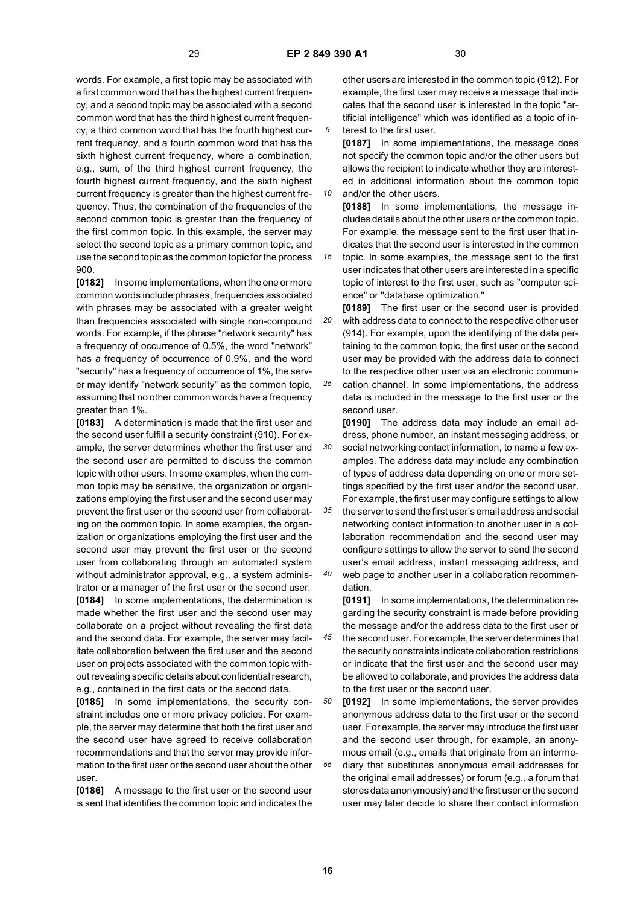words. For example, a first topic may be associated with a first common word that has the highest current frequency, and a second topic may be associated with a second common word that has the third highest current frequency, a third common word that has the fourth highest current frequency, and a fourth common word that has the sixth highest current frequency, where a combination, e.g., sum, of the third highest current frequency, the fourth highest current frequency, and the sixth highest current frequency is greater than the highest current frequency. Thus, the combination of the frequencies of the second common topic is greater than the frequency of the first common topic. In this example, the server may select the second topic as a primary common topic, and use the second topic as the common topic for the process 900.

**[0182]** In some implementations, when the one or more common words include phrases, frequencies associated with phrases may be associated with a greater weight than frequencies associated with single non-compound words. For example, if the phrase "network security" has a frequency of occurrence of 0.5%, the word "network" has a frequency of occurrence of 0.9%, and the word "security" has a frequency of occurrence of 1%, the server may identify "network security" as the common topic, assuming that no other common words have a frequency greater than 1%.

**[0183]** A determination is made that the first user and the second user fulfill a security constraint (910). For example, the server determines whether the first user and the second user are permitted to discuss the common topic with other users. In some examples, when the common topic may be sensitive, the organization or organizations employing the first user and the second user may prevent the first user or the second user from collaborating on the common topic. In some examples, the organization or organizations employing the first user and the second user may prevent the first user or the second user from collaborating through an automated system without administrator approval, e.g., a system administrator or a manager of the first user or the second user.

**[0184]** In some implementations, the determination is made whether the first user and the second user may collaborate on a project without revealing the first data and the second data. For example, the server may facilitate collaboration between the first user and the second user on projects associated with the common topic without revealing specific details about confidential research, e.g., contained in the first data or the second data.

**[0185]** In some implementations, the security constraint includes one or more privacy policies. For example, the server may determine that both the first user and the second user have agreed to receive collaboration recommendations and that the server may provide information to the first user or the second user about the other user.

**[0186]** A message to the first user or the second user is sent that identifies the common topic and indicates the other users are interested in the common topic (912). For example, the first user may receive a message that indicates that the second user is interested in the topic "artificial intelligence" which was identified as a topic of interest to the first user.

**[0187]** In some implementations, the message does not specify the common topic and/or the other users but allows the recipient to indicate whether they are interested in additional information about the common topic and/or the other users.

**[0188]** In some implementations, the message includes details about the other users or the common topic. For example, the message sent to the first user that indicates that the second user is interested in the common topic. In some examples, the message sent to the first user indicates that other users are interested in a specific topic of interest to the first user, such as "computer science" or "database optimization."

**[0189]** The first user or the second user is provided with address data to connect to the respective other user (914). For example, upon the identifying of the data pertaining to the common topic, the first user or the second user may be provided with the address data to connect to the respective other user via an electronic communication channel. In some implementations, the address data is included in the message to the first user or the second user.

**[0190]** The address data may include an email address, phone number, an instant messaging address, or social networking contact information, to name a few examples. The address data may include any combination of types of address data depending on one or more settings specified by the first user and/or the second user. For example, the first user may configure settings to allow the server to send the first user's email address and social networking contact information to another user in a collaboration recommendation and the second user may configure settings to allow the server to send the second user's email address, instant messaging address, and web page to another user in a collaboration recommendation.

**[0191]** In some implementations, the determination regarding the security constraint is made before providing the message and/or the address data to the first user or the second user. For example, the server determines that the security constraints indicate collaboration restrictions or indicate that the first user and the second user may be allowed to collaborate, and provides the address data to the first user or the second user.

**[0192]** In some implementations, the server provides anonymous address data to the first user or the second user. For example, the server may introduce the first user and the second user through, for example, an anonymous email (e.g., emails that originate from an intermediary that substitutes anonymous email addresses for the original email addresses) or forum (e.g., a forum that stores data anonymously) and the first user or the second user may later decide to share their contact information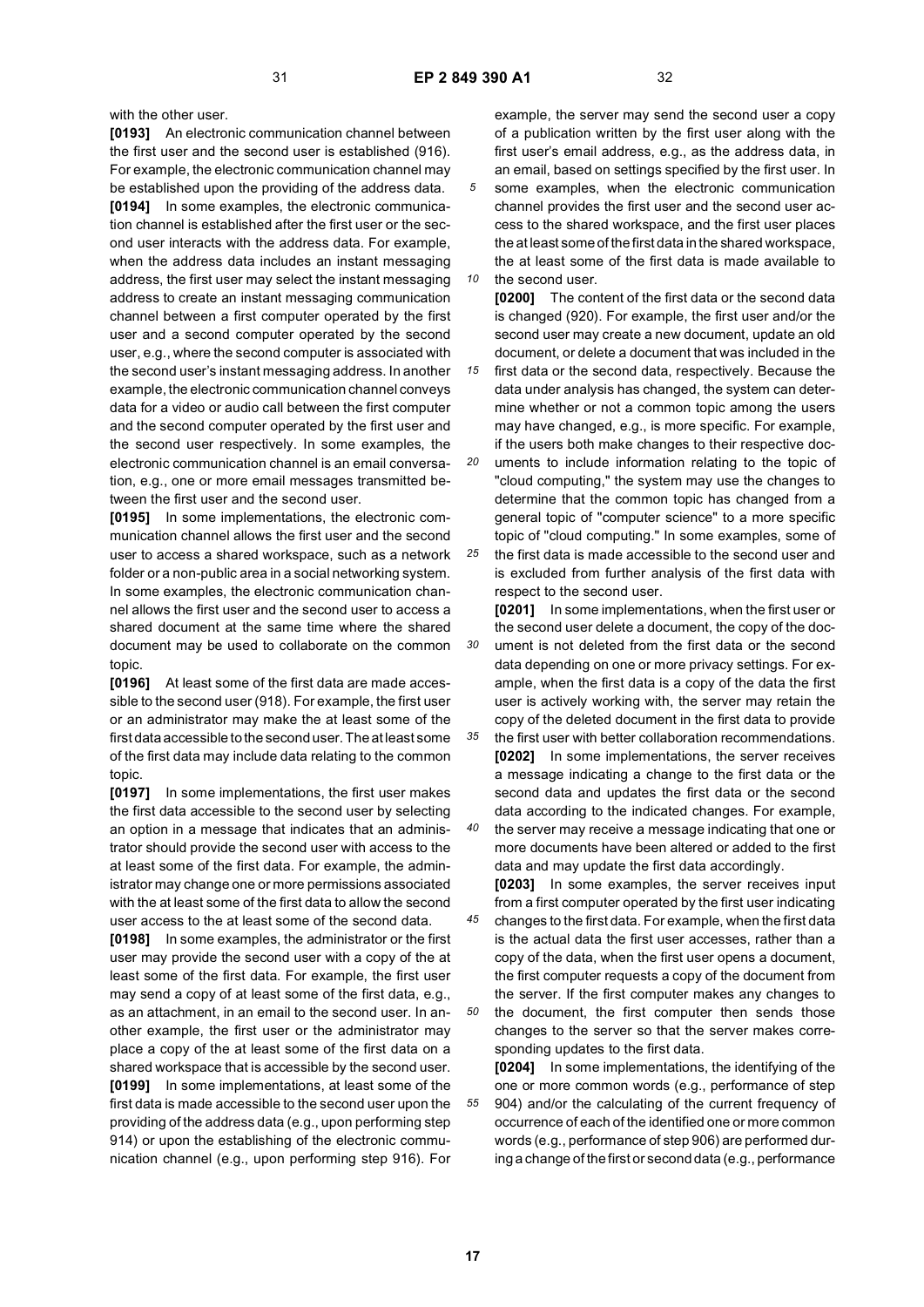with the other user.

**[0193]** An electronic communication channel between the first user and the second user is established (916). For example, the electronic communication channel may be established upon the providing of the address data.

**[0194]** In some examples, the electronic communication channel is established after the first user or the second user interacts with the address data. For example, when the address data includes an instant messaging address, the first user may select the instant messaging address to create an instant messaging communication channel between a first computer operated by the first user and a second computer operated by the second user, e.g., where the second computer is associated with the second user's instant messaging address. In another example, the electronic communication channel conveys data for a video or audio call between the first computer and the second computer operated by the first user and the second user respectively. In some examples, the electronic communication channel is an email conversation, e.g., one or more email messages transmitted between the first user and the second user.

**[0195]** In some implementations, the electronic communication channel allows the first user and the second user to access a shared workspace, such as a network folder or a non-public area in a social networking system. In some examples, the electronic communication channel allows the first user and the second user to access a shared document at the same time where the shared document may be used to collaborate on the common topic.

**[0196]** At least some of the first data are made accessible to the second user (918). For example, the first user or an administrator may make the at least some of the first data accessible to the second user. The at least some of the first data may include data relating to the common topic.

**[0197]** In some implementations, the first user makes the first data accessible to the second user by selecting an option in a message that indicates that an administrator should provide the second user with access to the at least some of the first data. For example, the administrator may change one or more permissions associated with the at least some of the first data to allow the second user access to the at least some of the second data.

**[0198]** In some examples, the administrator or the first user may provide the second user with a copy of the at least some of the first data. For example, the first user may send a copy of at least some of the first data, e.g., as an attachment, in an email to the second user. In another example, the first user or the administrator may place a copy of the at least some of the first data on a shared workspace that is accessible by the second user.

**[0199]** In some implementations, at least some of the first data is made accessible to the second user upon the providing of the address data (e.g., upon performing step 914) or upon the establishing of the electronic communication channel (e.g., upon performing step 916). For example, the server may send the second user a copy of a publication written by the first user along with the first user's email address, e.g., as the address data, in an email, based on settings specified by the first user. In some examples, when the electronic communication channel provides the first user and the second user access to the shared workspace, and the first user places the at least some of the first data in the shared workspace, the at least some of the first data is made available to the second user.

**[0200]** The content of the first data or the second data is changed (920). For example, the first user and/or the second user may create a new document, update an old document, or delete a document that was included in the first data or the second data, respectively. Because the data under analysis has changed, the system can determine whether or not a common topic among the users may have changed, e.g., is more specific. For example, if the users both make changes to their respective documents to include information relating to the topic of "cloud computing," the system may use the changes to determine that the common topic has changed from a general topic of "computer science" to a more specific topic of "cloud computing." In some examples, some of the first data is made accessible to the second user and is excluded from further analysis of the first data with respect to the second user.

**[0201]** In some implementations, when the first user or the second user delete a document, the copy of the document is not deleted from the first data or the second data depending on one or more privacy settings. For example, when the first data is a copy of the data the first user is actively working with, the server may retain the copy of the deleted document in the first data to provide the first user with better collaboration recommendations.

**[0202]** In some implementations, the server receives a message indicating a change to the first data or the second data and updates the first data or the second data according to the indicated changes. For example, the server may receive a message indicating that one or more documents have been altered or added to the first data and may update the first data accordingly.

**[0203]** In some examples, the server receives input from a first computer operated by the first user indicating changes to the first data. For example, when the first data is the actual data the first user accesses, rather than a copy of the data, when the first user opens a document, the first computer requests a copy of the document from the server. If the first computer makes any changes to the document, the first computer then sends those changes to the server so that the server makes corresponding updates to the first data.

**[0204]** In some implementations, the identifying of the one or more common words (e.g., performance of step 904) and/or the calculating of the current frequency of occurrence of each of the identified one or more common words (e.g., performance of step 906) are performed during a change of the first or second data (e.g., performance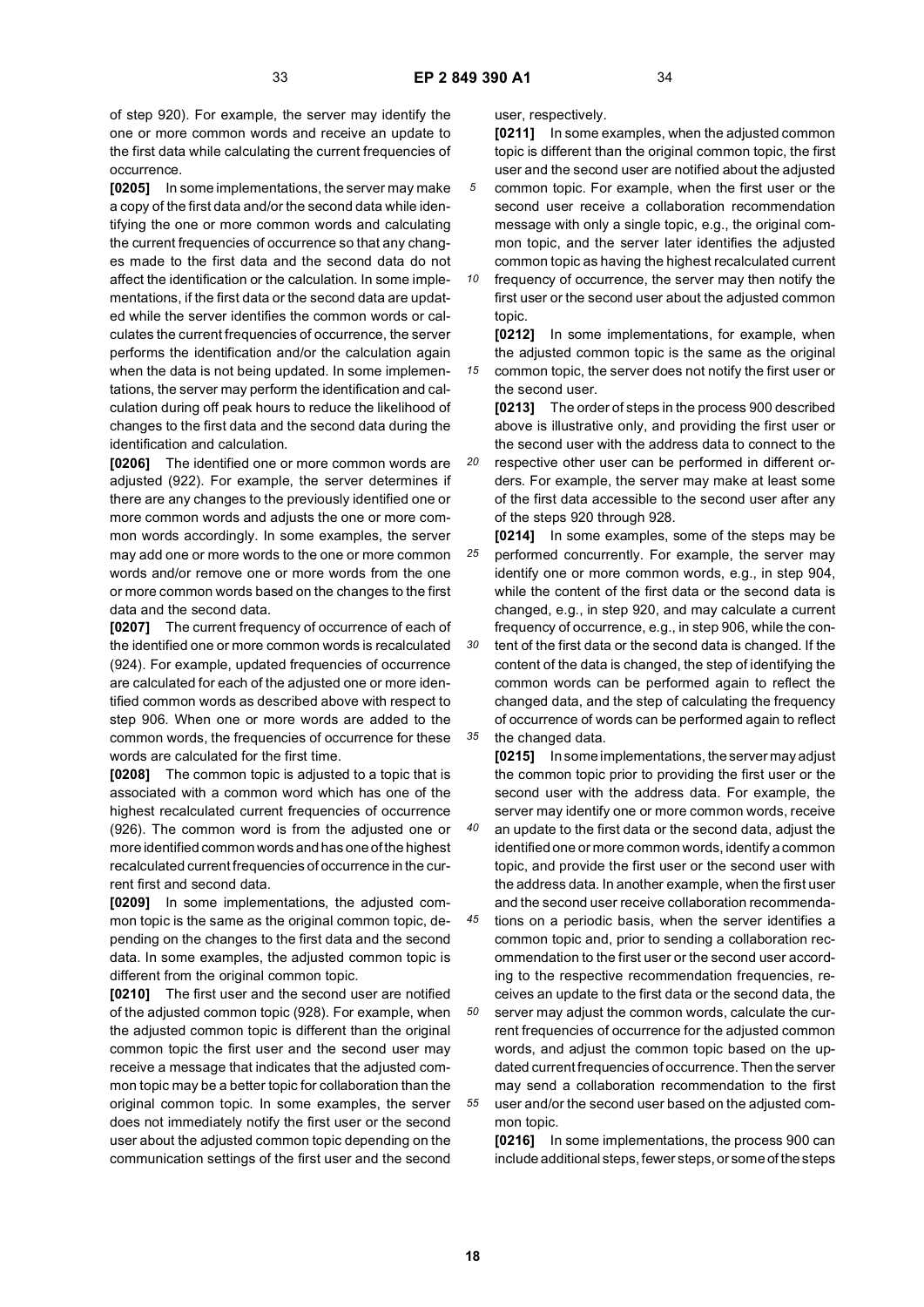of step 920). For example, the server may identify the one or more common words and receive an update to the first data while calculating the current frequencies of occurrence.

**[0205]** In some implementations, the server may make a copy of the first data and/or the second data while identifying the one or more common words and calculating the current frequencies of occurrence so that any changes made to the first data and the second data do not affect the identification or the calculation. In some implementations, if the first data or the second data are updated while the server identifies the common words or calculates the current frequencies of occurrence, the server performs the identification and/or the calculation again when the data is not being updated. In some implementations, the server may perform the identification and calculation during off peak hours to reduce the likelihood of changes to the first data and the second data during the identification and calculation.

**[0206]** The identified one or more common words are adjusted (922). For example, the server determines if there are any changes to the previously identified one or more common words and adjusts the one or more common words accordingly. In some examples, the server may add one or more words to the one or more common words and/or remove one or more words from the one or more common words based on the changes to the first data and the second data.

**[0207]** The current frequency of occurrence of each of the identified one or more common words is recalculated (924). For example, updated frequencies of occurrence are calculated for each of the adjusted one or more identified common words as described above with respect to step 906. When one or more words are added to the common words, the frequencies of occurrence for these words are calculated for the first time.

**[0208]** The common topic is adjusted to a topic that is associated with a common word which has one of the highest recalculated current frequencies of occurrence (926). The common word is from the adjusted one or more identified common words and has one of the highest recalculated current frequencies of occurrence in the current first and second data.

**[0209]** In some implementations, the adjusted common topic is the same as the original common topic, depending on the changes to the first data and the second data. In some examples, the adjusted common topic is different from the original common topic.

**[0210]** The first user and the second user are notified of the adjusted common topic (928). For example, when the adjusted common topic is different than the original common topic the first user and the second user may receive a message that indicates that the adjusted common topic may be a better topic for collaboration than the original common topic. In some examples, the server does not immediately notify the first user or the second user about the adjusted common topic depending on the communication settings of the first user and the second user, respectively.

**[0211]** In some examples, when the adjusted common topic is different than the original common topic, the first user and the second user are notified about the adjusted common topic. For example, when the first user or the second user receive a collaboration recommendation message with only a single topic, e.g., the original common topic, and the server later identifies the adjusted common topic as having the highest recalculated current frequency of occurrence, the server may then notify the first user or the second user about the adjusted common topic.

**[0212]** In some implementations, for example, when the adjusted common topic is the same as the original common topic, the server does not notify the first user or the second user.

**[0213]** The order of steps in the process 900 described above is illustrative only, and providing the first user or the second user with the address data to connect to the respective other user can be performed in different orders. For example, the server may make at least some of the first data accessible to the second user after any of the steps 920 through 928.

**[0214]** In some examples, some of the steps may be performed concurrently. For example, the server may identify one or more common words, e.g., in step 904, while the content of the first data or the second data is changed, e.g., in step 920, and may calculate a current frequency of occurrence, e.g., in step 906, while the content of the first data or the second data is changed. If the content of the data is changed, the step of identifying the common words can be performed again to reflect the changed data, and the step of calculating the frequency of occurrence of words can be performed again to reflect the changed data.

**[0215]** In some implementations, the server may adjust the common topic prior to providing the first user or the second user with the address data. For example, the server may identify one or more common words, receive an update to the first data or the second data, adjust the identified one or more common words, identify a common topic, and provide the first user or the second user with the address data. In another example, when the first user and the second user receive collaboration recommendations on a periodic basis, when the server identifies a common topic and, prior to sending a collaboration recommendation to the first user or the second user according to the respective recommendation frequencies, receives an update to the first data or the second data, the server may adjust the common words, calculate the current frequencies of occurrence for the adjusted common words, and adjust the common topic based on the updated current frequencies of occurrence. Then the server may send a collaboration recommendation to the first user and/or the second user based on the adjusted common topic.

**[0216]** In some implementations, the process 900 can include additional steps, fewer steps, or some of the steps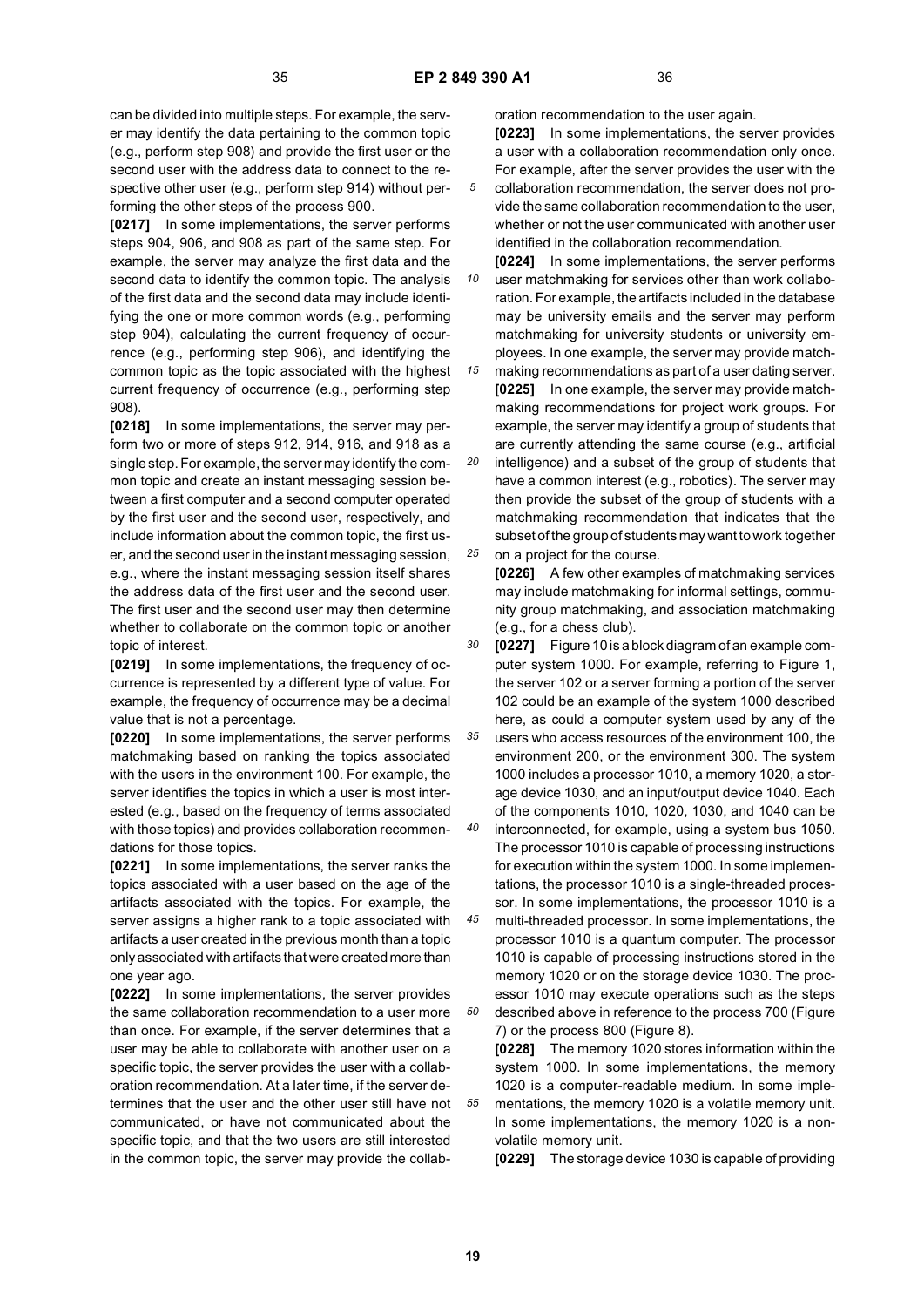can be divided into multiple steps. For example, the server may identify the data pertaining to the common topic (e.g., perform step 908) and provide the first user or the second user with the address data to connect to the respective other user (e.g., perform step 914) without performing the other steps of the process 900.

**[0217]** In some implementations, the server performs steps 904, 906, and 908 as part of the same step. For example, the server may analyze the first data and the second data to identify the common topic. The analysis of the first data and the second data may include identifying the one or more common words (e.g., performing step 904), calculating the current frequency of occurrence (e.g., performing step 906), and identifying the common topic as the topic associated with the highest current frequency of occurrence (e.g., performing step 908).

**[0218]** In some implementations, the server may perform two or more of steps 912, 914, 916, and 918 as a single step. For example, the server may identify the common topic and create an instant messaging session between a first computer and a second computer operated by the first user and the second user, respectively, and include information about the common topic, the first user, and the second user in the instant messaging session, e.g., where the instant messaging session itself shares the address data of the first user and the second user. The first user and the second user may then determine whether to collaborate on the common topic or another topic of interest.

**[0219]** In some implementations, the frequency of occurrence is represented by a different type of value. For example, the frequency of occurrence may be a decimal value that is not a percentage.

**[0220]** In some implementations, the server performs matchmaking based on ranking the topics associated with the users in the environment 100. For example, the server identifies the topics in which a user is most interested (e.g., based on the frequency of terms associated with those topics) and provides collaboration recommendations for those topics.

**[0221]** In some implementations, the server ranks the topics associated with a user based on the age of the artifacts associated with the topics. For example, the server assigns a higher rank to a topic associated with artifacts a user created in the previous month than a topic only associated with artifacts that were created more than one year ago.

**[0222]** In some implementations, the server provides the same collaboration recommendation to a user more than once. For example, if the server determines that a user may be able to collaborate with another user on a specific topic, the server provides the user with a collaboration recommendation. At a later time, if the server determines that the user and the other user still have not communicated, or have not communicated about the specific topic, and that the two users are still interested in the common topic, the server may provide the collaboration recommendation to the user again.

**[0223]** In some implementations, the server provides a user with a collaboration recommendation only once. For example, after the server provides the user with the collaboration recommendation, the server does not provide the same collaboration recommendation to the user, whether or not the user communicated with another user identified in the collaboration recommendation.

**[0224]** In some implementations, the server performs user matchmaking for services other than work collaboration. For example, the artifacts included in the database may be university emails and the server may perform matchmaking for university students or university employees. In one example, the server may provide matchmaking recommendations as part of a user dating server.

**[0225]** In one example, the server may provide matchmaking recommendations for project work groups. For example, the server may identify a group of students that are currently attending the same course (e.g., artificial intelligence) and a subset of the group of students that have a common interest (e.g., robotics). The server may then provide the subset of the group of students with a matchmaking recommendation that indicates that the subset of the group of students may want to work together on a project for the course.

**[0226]** A few other examples of matchmaking services may include matchmaking for informal settings, community group matchmaking, and association matchmaking (e.g., for a chess club).

**[0227]** Figure 10 is a block diagram of an example computer system 1000. For example, referring to Figure 1, the server 102 or a server forming a portion of the server 102 could be an example of the system 1000 described here, as could a computer system used by any of the users who access resources of the environment 100, the environment 200, or the environment 300. The system 1000 includes a processor 1010, a memory 1020, a storage device 1030, and an input/output device 1040. Each of the components 1010, 1020, 1030, and 1040 can be interconnected, for example, using a system bus 1050. The processor 1010 is capable of processing instructions for execution within the system 1000. In some implementations, the processor 1010 is a single-threaded processor. In some implementations, the processor 1010 is a multi-threaded processor. In some implementations, the processor 1010 is a quantum computer. The processor 1010 is capable of processing instructions stored in the memory 1020 or on the storage device 1030. The processor 1010 may execute operations such as the steps described above in reference to the process 700 (Figure 7) or the process 800 (Figure 8).

**[0228]** The memory 1020 stores information within the system 1000. In some implementations, the memory 1020 is a computer-readable medium. In some implementations, the memory 1020 is a volatile memory unit. In some implementations, the memory 1020 is a nonvolatile memory unit.

**[0229]** The storage device 1030 is capable of providing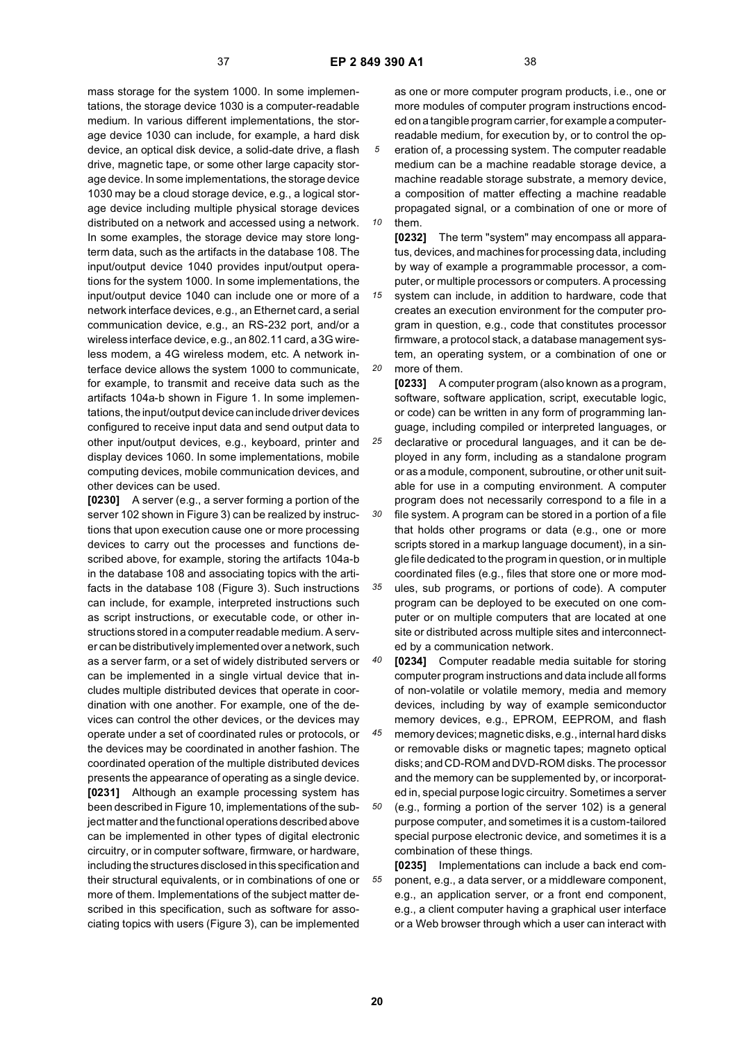mass storage for the system 1000. In some implementations, the storage device 1030 is a computer-readable medium. In various different implementations, the storage device 1030 can include, for example, a hard disk device, an optical disk device, a solid-date drive, a flash drive, magnetic tape, or some other large capacity storage device. In some implementations, the storage device 1030 may be a cloud storage device, e.g., a logical storage device including multiple physical storage devices distributed on a network and accessed using a network. In some examples, the storage device may store long-term data, such as the artifacts in the database 108. The input/output device 1040 provides input/output operations for the system 1000. In some implementations, the input/output device 1040 can include one or more of a network interface devices, e.g., an Ethernet card, a serial communication device, e.g., an RS-232 port, and/or a wireless interface device, e.g., an 802.11 card, a 3G wireless modem, a 4G wireless modem, etc. A network interface device allows the system 1000 to communicate, for example, to transmit and receive data such as the artifacts 104a-b shown in Figure 1. In some implementations, the input/output device can include driver devices configured to receive input data and send output data to other input/output devices, e.g., keyboard, printer and display devices 1060. In some implementations, mobile computing devices, mobile communication devices, and other devices can be used.

**[0230]** A server (e.g., a server forming a portion of the server 102 shown in Figure 3) can be realized by instructions that upon execution cause one or more processing devices to carry out the processes and functions described above, for example, storing the artifacts 104a-b in the database 108 and associating topics with the artifacts in the database 108 (Figure 3). Such instructions can include, for example, interpreted instructions such as script instructions, or executable code, or other instructions stored in a computer readable medium. A server can be distributively implemented over a network, such as a server farm, or a set of widely distributed servers or can be implemented in a single virtual device that includes multiple distributed devices that operate in coordination with one another. For example, one of the devices can control the other devices, or the devices may operate under a set of coordinated rules or protocols, or the devices may be coordinated in another fashion. The coordinated operation of the multiple distributed devices presents the appearance of operating as a single device.

**[0231]** Although an example processing system has been described in Figure 10, implementations of the subject matter and the functional operations described above can be implemented in other types of digital electronic circuitry, or in computer software, firmware, or hardware, including the structures disclosed in this specification and their structural equivalents, or in combinations of one or more of them. Implementations of the subject matter described in this specification, such as software for associating topics with users (Figure 3), can be implemented as one or more computer program products, i.e., one or more modules of computer program instructions encoded on a tangible program carrier, for example a computer-readable medium, for execution by, or to control the operation of, a processing system. The computer readable medium can be a machine readable storage device, a machine readable storage substrate, a memory device, a composition of matter effecting a machine readable propagated signal, or a combination of one or more of them.

**[0232]** The term "system" may encompass all apparatus, devices, and machines for processing data, including by way of example a programmable processor, a computer, or multiple processors or computers. A processing system can include, in addition to hardware, code that creates an execution environment for the computer program in question, e.g., code that constitutes processor firmware, a protocol stack, a database management system, an operating system, or a combination of one or more of them.

**[0233]** A computer program (also known as a program, software, software application, script, executable logic, or code) can be written in any form of programming language, including compiled or interpreted languages, or declarative or procedural languages, and it can be deployed in any form, including as a standalone program or as a module, component, subroutine, or other unit suitable for use in a computing environment. A computer program does not necessarily correspond to a file in a file system. A program can be stored in a portion of a file that holds other programs or data (e.g., one or more scripts stored in a markup language document), in a single file dedicated to the program in question, or in multiple coordinated files (e.g., files that store one or more modules, sub programs, or portions of code). A computer program can be deployed to be executed on one computer or on multiple computers that are located at one site or distributed across multiple sites and interconnected by a communication network.

**[0234]** Computer readable media suitable for storing computer program instructions and data include all forms of non-volatile or volatile memory, media and memory devices, including by way of example semiconductor memory devices, e.g., EPROM, EEPROM, and flash memory devices; magnetic disks, e.g., internal hard disks or removable disks or magnetic tapes; magneto optical disks; and CD-ROM and DVD-ROM disks. The processor and the memory can be supplemented by, or incorporated in, special purpose logic circuitry. Sometimes a server (e.g., forming a portion of the server 102) is a general purpose computer, and sometimes it is a custom-tailored special purpose electronic device, and sometimes it is a combination of these things.

**[0235]** Implementations can include a back end component, e.g., a data server, or a middleware component, e.g., an application server, or a front end component, e.g., a client computer having a graphical user interface or a Web browser through which a user can interact with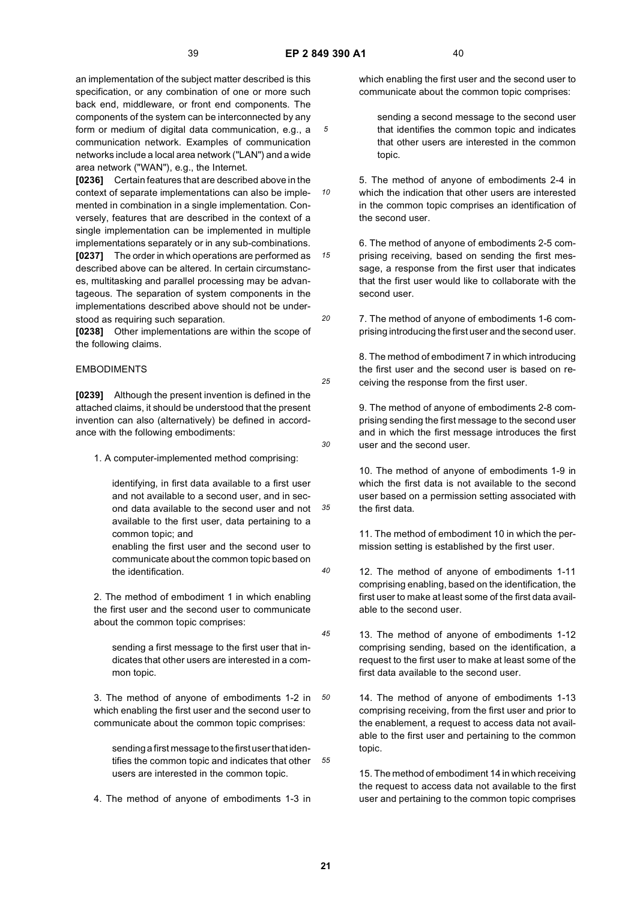an implementation of the subject matter described is this specification, or any combination of one or more such back end, middleware, or front end components. The components of the system can be interconnected by any form or medium of digital data communication, e.g., a communication network. Examples of communication networks include a local area network ("LAN") and a wide area network ("WAN"), e.g., the Internet.

**[0236]** Certain features that are described above in the context of separate implementations can also be implemented in combination in a single implementation. Conversely, features that are described in the context of a single implementation can be implemented in multiple implementations separately or in any sub-combinations.

**[0237]** The order in which operations are performed as described above can be altered. In certain circumstances, multitasking and parallel processing may be advantageous. The separation of system components in the implementations described above should not be understood as requiring such separation.

**[0238]** Other implementations are within the scope of the following claims.

EMBODIMENTS

**[0239]** Although the present invention is defined in the attached claims, it should be understood that the present invention can also (alternatively) be defined in accordance with the following embodiments:

1. A computer-implemented method comprising:

   identifying, in first data available to a first user and not available to a second user, and in second data available to the second user and not available to the first user, data pertaining to a common topic; and
   enabling the first user and the second user to communicate about the common topic based on the identification.

2. The method of embodiment 1 in which enabling the first user and the second user to communicate about the common topic comprises:

   sending a first message to the first user that indicates that other users are interested in a common topic.

3. The method of anyone of embodiments 1-2 in which enabling the first user and the second user to communicate about the common topic comprises:

   sending a first message to the first user that identifies the common topic and indicates that other users are interested in the common topic.

4. The method of anyone of embodiments 1-3 in which enabling the first user and the second user to communicate about the common topic comprises:

   sending a second message to the second user that identifies the common topic and indicates that other users are interested in the common topic.

5. The method of anyone of embodiments 2-4 in which the indication that other users are interested in the common topic comprises an identification of the second user.

6. The method of anyone of embodiments 2-5 comprising receiving, based on sending the first message, a response from the first user that indicates that the first user would like to collaborate with the second user.

7. The method of anyone of embodiments 1-6 comprising introducing the first user and the second user.

8. The method of embodiment 7 in which introducing the first user and the second user is based on receiving the response from the first user.

9. The method of anyone of embodiments 2-8 comprising sending the first message to the second user and in which the first message introduces the first user and the second user.

10. The method of anyone of embodiments 1-9 in which the first data is not available to the second user based on a permission setting associated with the first data.

11. The method of embodiment 10 in which the permission setting is established by the first user.

12. The method of anyone of embodiments 1-11 comprising enabling, based on the identification, the first user to make at least some of the first data available to the second user.

13. The method of anyone of embodiments 1-12 comprising sending, based on the identification, a request to the first user to make at least some of the first data available to the second user.

14. The method of anyone of embodiments 1-13 comprising receiving, from the first user and prior to the enablement, a request to access data not available to the first user and pertaining to the common topic.

15. The method of embodiment 14 in which receiving the request to access data not available to the first user and pertaining to the common topic comprises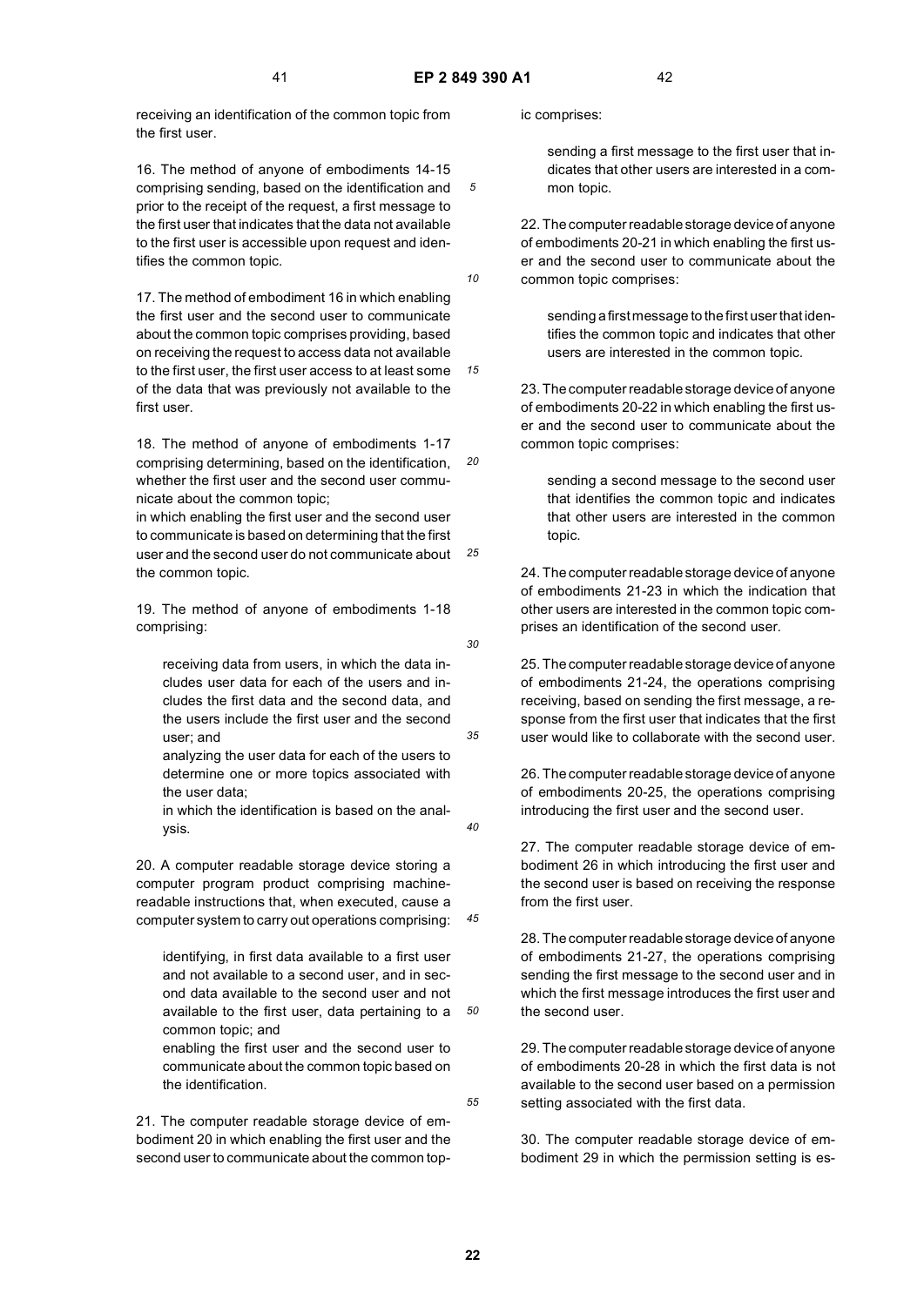receiving an identification of the common topic from the first user.

16. The method of anyone of embodiments 14-15 comprising sending, based on the identification and prior to the receipt of the request, a first message to the first user that indicates that the data not available to the first user is accessible upon request and identifies the common topic.

17. The method of embodiment 16 in which enabling the first user and the second user to communicate about the common topic comprises providing, based on receiving the request to access data not available to the first user, the first user access to at least some of the data that was previously not available to the first user.

18. The method of anyone of embodiments 1-17 comprising determining, based on the identification, whether the first user and the second user communicate about the common topic;
in which enabling the first user and the second user to communicate is based on determining that the first user and the second user do not communicate about the common topic.

19. The method of anyone of embodiments 1-18 comprising:

receiving data from users, in which the data includes user data for each of the users and includes the first data and the second data, and the users include the first user and the second user; and
analyzing the user data for each of the users to determine one or more topics associated with the user data;
in which the identification is based on the analysis.

20. A computer readable storage device storing a computer program product comprising machine-readable instructions that, when executed, cause a computer system to carry out operations comprising:

identifying, in first data available to a first user and not available to a second user, and in second data available to the second user and not available to the first user, data pertaining to a common topic; and
enabling the first user and the second user to communicate about the common topic based on the identification.

21. The computer readable storage device of embodiment 20 in which enabling the first user and the second user to communicate about the common topic comprises:

sending a first message to the first user that indicates that other users are interested in a common topic.

22. The computer readable storage device of anyone of embodiments 20-21 in which enabling the first user and the second user to communicate about the common topic comprises:

sending a first message to the first user that identifies the common topic and indicates that other users are interested in the common topic.

23. The computer readable storage device of anyone of embodiments 20-22 in which enabling the first user and the second user to communicate about the common topic comprises:

sending a second message to the second user that identifies the common topic and indicates that other users are interested in the common topic.

24. The computer readable storage device of anyone of embodiments 21-23 in which the indication that other users are interested in the common topic comprises an identification of the second user.

25. The computer readable storage device of anyone of embodiments 21-24, the operations comprising receiving, based on sending the first message, a response from the first user that indicates that the first user would like to collaborate with the second user.

26. The computer readable storage device of anyone of embodiments 20-25, the operations comprising introducing the first user and the second user.

27. The computer readable storage device of embodiment 26 in which introducing the first user and the second user is based on receiving the response from the first user.

28. The computer readable storage device of anyone of embodiments 21-27, the operations comprising sending the first message to the second user and in which the first message introduces the first user and the second user.

29. The computer readable storage device of anyone of embodiments 20-28 in which the first data is not available to the second user based on a permission setting associated with the first data.

30. The computer readable storage device of embodiment 29 in which the permission setting is es-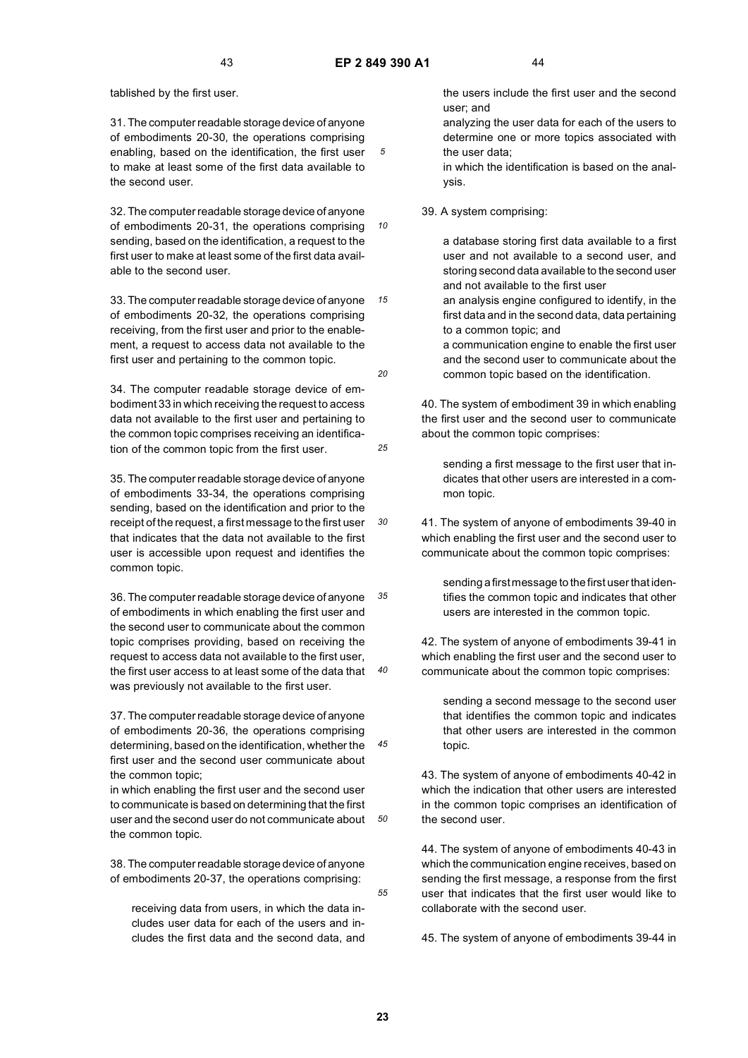tablished by the first user.

31. The computer readable storage device of anyone of embodiments 20-30, the operations comprising enabling, based on the identification, the first user to make at least some of the first data available to the second user.

32. The computer readable storage device of anyone of embodiments 20-31, the operations comprising sending, based on the identification, a request to the first user to make at least some of the first data available to the second user.

33. The computer readable storage device of anyone of embodiments 20-32, the operations comprising receiving, from the first user and prior to the enablement, a request to access data not available to the first user and pertaining to the common topic.

34. The computer readable storage device of embodiment 33 in which receiving the request to access data not available to the first user and pertaining to the common topic comprises receiving an identification of the common topic from the first user.

35. The computer readable storage device of anyone of embodiments 33-34, the operations comprising sending, based on the identification and prior to the receipt of the request, a first message to the first user that indicates that the data not available to the first user is accessible upon request and identifies the common topic.

36. The computer readable storage device of anyone of embodiments in which enabling the first user and the second user to communicate about the common topic comprises providing, based on receiving the request to access data not available to the first user, the first user access to at least some of the data that was previously not available to the first user.

37. The computer readable storage device of anyone of embodiments 20-36, the operations comprising determining, based on the identification, whether the first user and the second user communicate about the common topic;
in which enabling the first user and the second user to communicate is based on determining that the first user and the second user do not communicate about the common topic.

38. The computer readable storage device of anyone of embodiments 20-37, the operations comprising:

receiving data from users, in which the data includes user data for each of the users and includes the first data and the second data, and the users include the first user and the second user; and

analyzing the user data for each of the users to determine one or more topics associated with the user data;

in which the identification is based on the analysis.

39. A system comprising:

a database storing first data available to a first user and not available to a second user, and storing second data available to the second user and not available to the first user

an analysis engine configured to identify, in the first data and in the second data, data pertaining to a common topic; and

a communication engine to enable the first user and the second user to communicate about the common topic based on the identification.

40. The system of embodiment 39 in which enabling the first user and the second user to communicate about the common topic comprises:

sending a first message to the first user that indicates that other users are interested in a common topic.

41. The system of anyone of embodiments 39-40 in which enabling the first user and the second user to communicate about the common topic comprises:

sending a first message to the first user that identifies the common topic and indicates that other users are interested in the common topic.

42. The system of anyone of embodiments 39-41 in which enabling the first user and the second user to communicate about the common topic comprises:

sending a second message to the second user that identifies the common topic and indicates that other users are interested in the common topic.

43. The system of anyone of embodiments 40-42 in which the indication that other users are interested in the common topic comprises an identification of the second user.

44. The system of anyone of embodiments 40-43 in which the communication engine receives, based on sending the first message, a response from the first user that indicates that the first user would like to collaborate with the second user.

45. The system of anyone of embodiments 39-44 in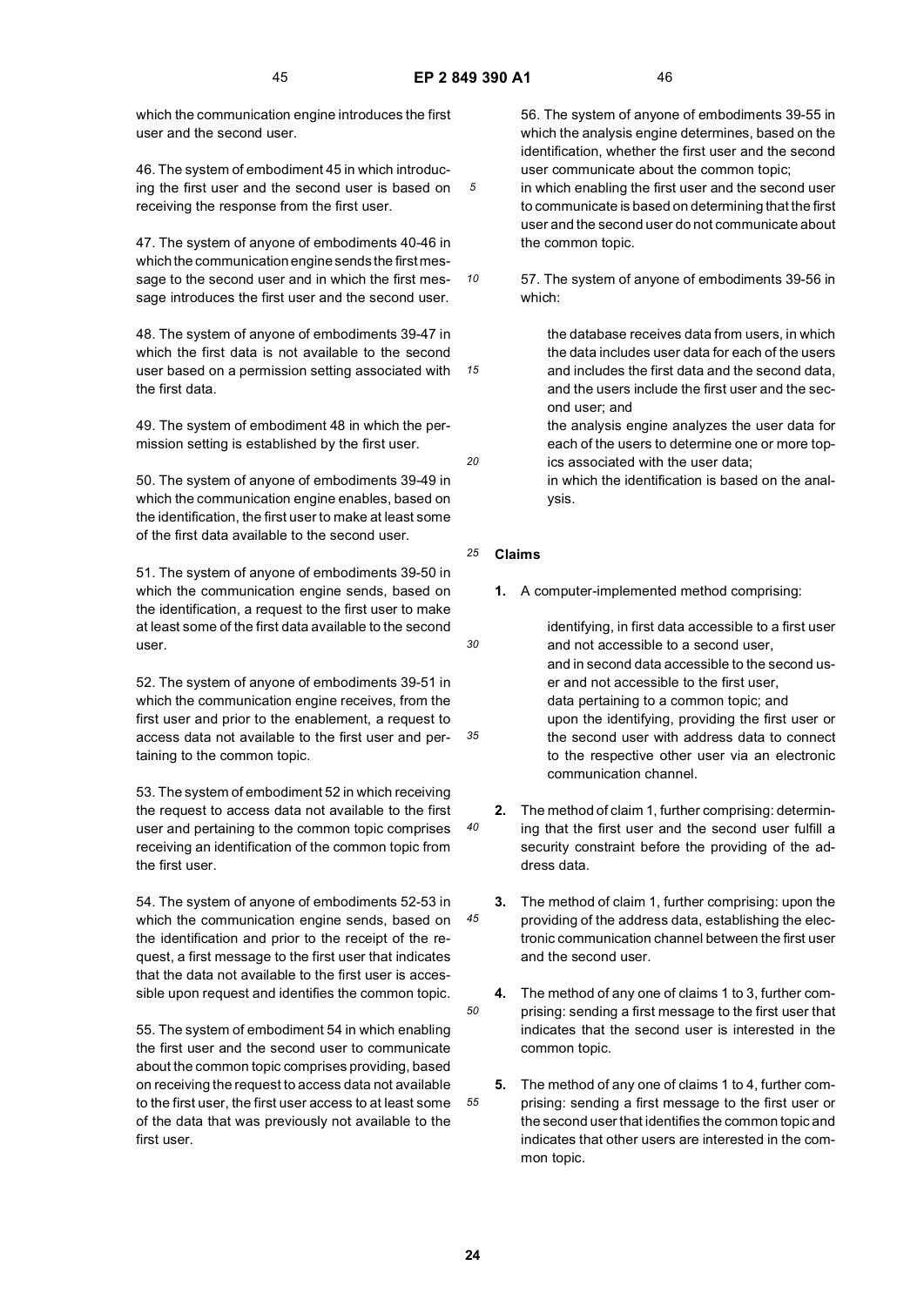which the communication engine introduces the first user and the second user.

46. The system of embodiment 45 in which introducing the first user and the second user is based on receiving the response from the first user.

47. The system of anyone of embodiments 40-46 in which the communication engine sends the first message to the second user and in which the first message introduces the first user and the second user.

48. The system of anyone of embodiments 39-47 in which the first data is not available to the second user based on a permission setting associated with the first data.

49. The system of embodiment 48 in which the permission setting is established by the first user.

50. The system of anyone of embodiments 39-49 in which the communication engine enables, based on the identification, the first user to make at least some of the first data available to the second user.

51. The system of anyone of embodiments 39-50 in which the communication engine sends, based on the identification, a request to the first user to make at least some of the first data available to the second user.

52. The system of anyone of embodiments 39-51 in which the communication engine receives, from the first user and prior to the enablement, a request to access data not available to the first user and pertaining to the common topic.

53. The system of embodiment 52 in which receiving the request to access data not available to the first user and pertaining to the common topic comprises receiving an identification of the common topic from the first user.

54. The system of anyone of embodiments 52-53 in which the communication engine sends, based on the identification and prior to the receipt of the request, a first message to the first user that indicates that the data not available to the first user is accessible upon request and identifies the common topic.

55. The system of embodiment 54 in which enabling the first user and the second user to communicate about the common topic comprises providing, based on receiving the request to access data not available to the first user, the first user access to at least some of the data that was previously not available to the first user.

56. The system of anyone of embodiments 39-55 in which the analysis engine determines, based on the identification, whether the first user and the second user communicate about the common topic;
in which enabling the first user and the second user to communicate is based on determining that the first user and the second user do not communicate about the common topic.

57. The system of anyone of embodiments 39-56 in which:

the database receives data from users, in which the data includes user data for each of the users and includes the first data and the second data, and the users include the first user and the second user; and
the analysis engine analyzes the user data for each of the users to determine one or more topics associated with the user data;
in which the identification is based on the analysis.

## Claims

1. A computer-implemented method comprising:

   identifying, in first data accessible to a first user and not accessible to a second user,
   and in second data accessible to the second user and not accessible to the first user,
   data pertaining to a common topic; and
   upon the identifying, providing the first user or the second user with address data to connect to the respective other user via an electronic communication channel.

2. The method of claim 1, further comprising: determining that the first user and the second user fulfill a security constraint before the providing of the address data.

3. The method of claim 1, further comprising: upon the providing of the address data, establishing the electronic communication channel between the first user and the second user.

4. The method of any one of claims 1 to 3, further comprising: sending a first message to the first user that indicates that the second user is interested in the common topic.

5. The method of any one of claims 1 to 4, further comprising: sending a first message to the first user or the second user that identifies the common topic and indicates that other users are interested in the common topic.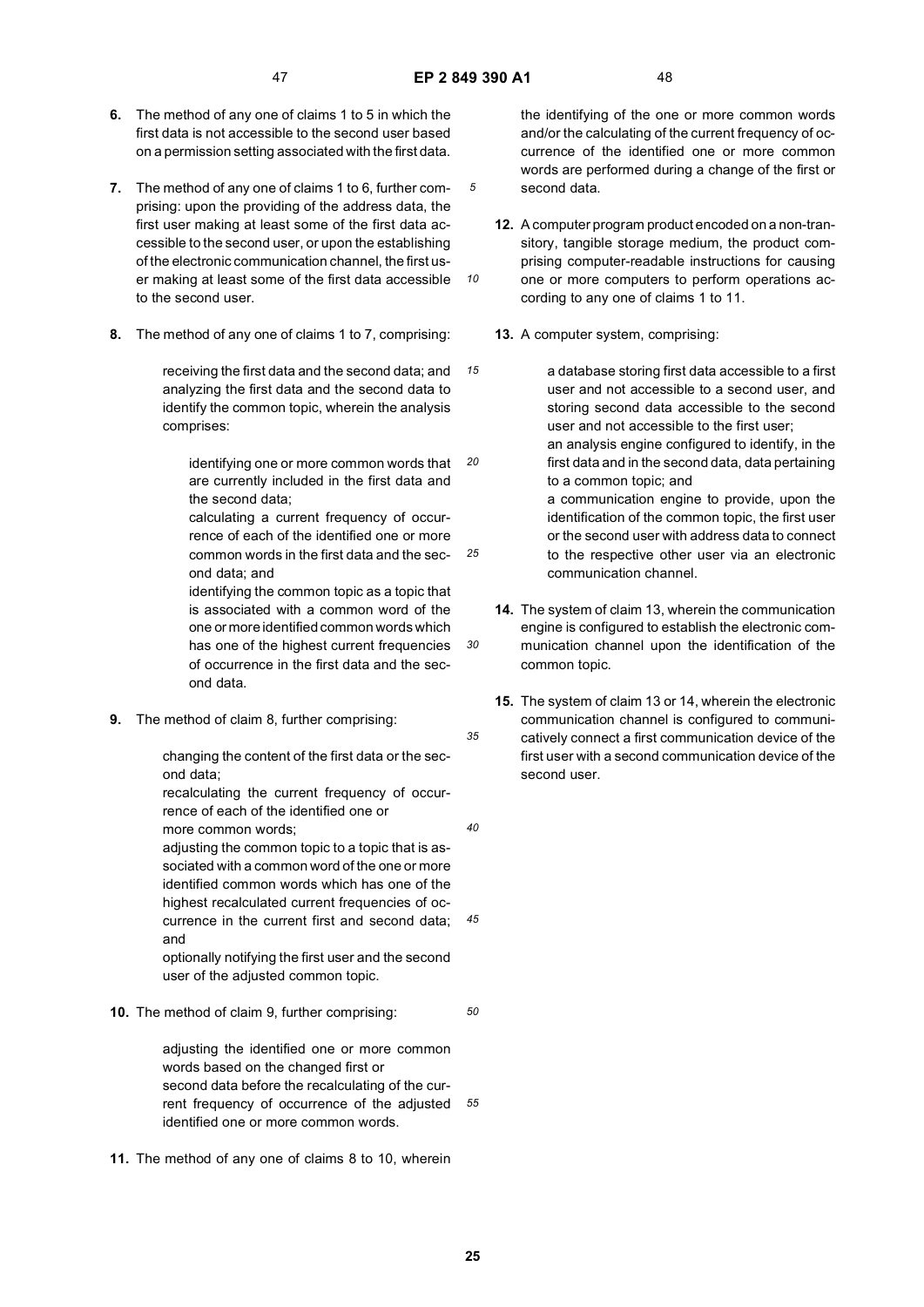**6.** The method of any one of claims 1 to 5 in which the first data is not accessible to the second user based on a permission setting associated with the first data.

**7.** The method of any one of claims 1 to 6, further comprising: upon the providing of the address data, the first user making at least some of the first data accessible to the second user, or upon the establishing of the electronic communication channel, the first user making at least some of the first data accessible to the second user.

**8.** The method of any one of claims 1 to 7, comprising:

receiving the first data and the second data; and analyzing the first data and the second data to identify the common topic, wherein the analysis comprises:

identifying one or more common words that are currently included in the first data and the second data;
calculating a current frequency of occurrence of each of the identified one or more common words in the first data and the second data; and
identifying the common topic as a topic that is associated with a common word of the one or more identified common words which has one of the highest current frequencies of occurrence in the first data and the second data.

**9.** The method of claim 8, further comprising:

changing the content of the first data or the second data;
recalculating the current frequency of occurrence of each of the identified one or more common words;
adjusting the common topic to a topic that is associated with a common word of the one or more identified common words which has one of the highest recalculated current frequencies of occurrence in the current first and second data; and
optionally notifying the first user and the second user of the adjusted common topic.

**10.** The method of claim 9, further comprising:

adjusting the identified one or more common words based on the changed first or second data before the recalculating of the current frequency of occurrence of the adjusted identified one or more common words.

**11.** The method of any one of claims 8 to 10, wherein the identifying of the one or more common words and/or the calculating of the current frequency of occurrence of the identified one or more common words are performed during a change of the first or second data.

**12.** A computer program product encoded on a non-transitory, tangible storage medium, the product comprising computer-readable instructions for causing one or more computers to perform operations according to any one of claims 1 to 11.

**13.** A computer system, comprising:

a database storing first data accessible to a first user and not accessible to a second user, and storing second data accessible to the second user and not accessible to the first user;
an analysis engine configured to identify, in the first data and in the second data, data pertaining to a common topic; and
a communication engine to provide, upon the identification of the common topic, the first user or the second user with address data to connect to the respective other user via an electronic communication channel.

**14.** The system of claim 13, wherein the communication engine is configured to establish the electronic communication channel upon the identification of the common topic.

**15.** The system of claim 13 or 14, wherein the electronic communication channel is configured to communicatively connect a first communication device of the first user with a second communication device of the second user.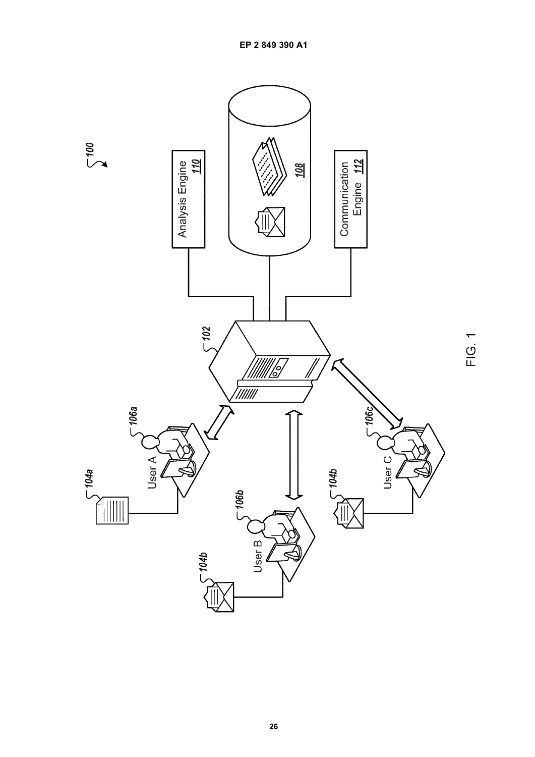100

Analysis Engine 110

108

Communication Engine 112

102

104a

106a

User A

106b

User B

104b

106c

User C

104b

FIG. 1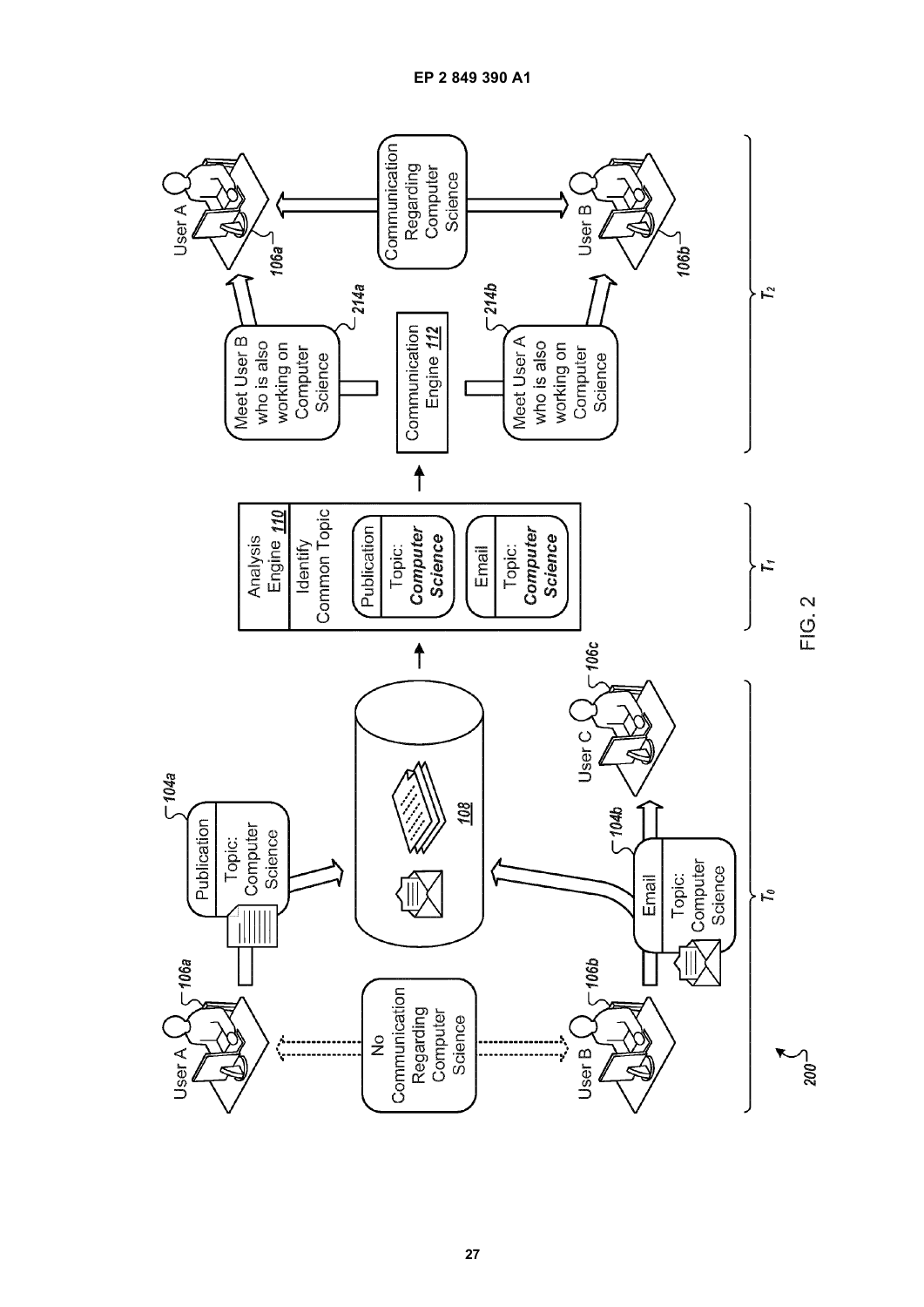FIG. 2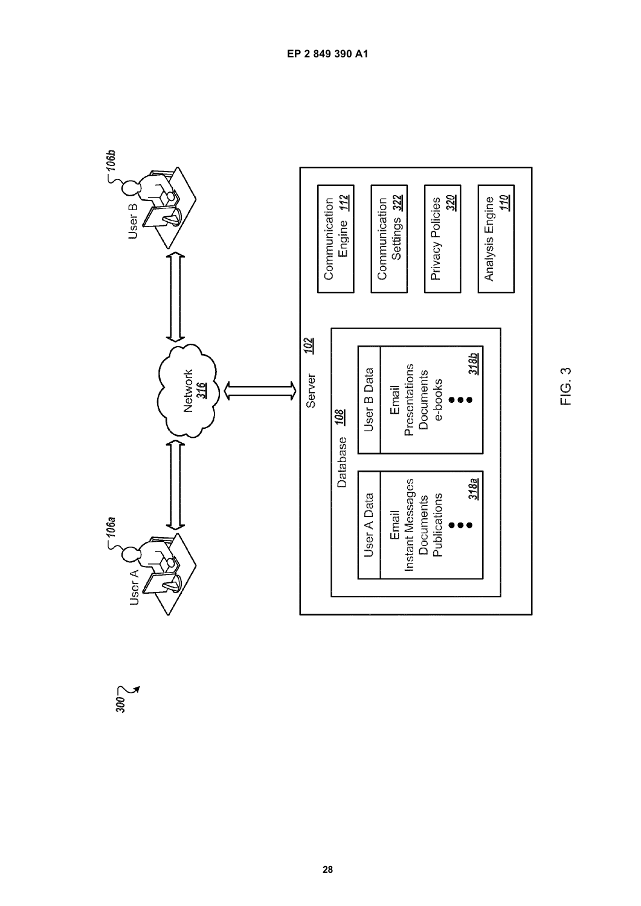300

User A 106a

User B 106b

Network 316

Server 102

Database 108

User A Data
Email
Instant Messages
Documents
Publications
•••
318a

User B Data
Email
Presentations
Documents
e-books
•••
318b

Communication Engine 112

Communication Settings 322

Privacy Policies 320

Analysis Engine 110

FIG. 3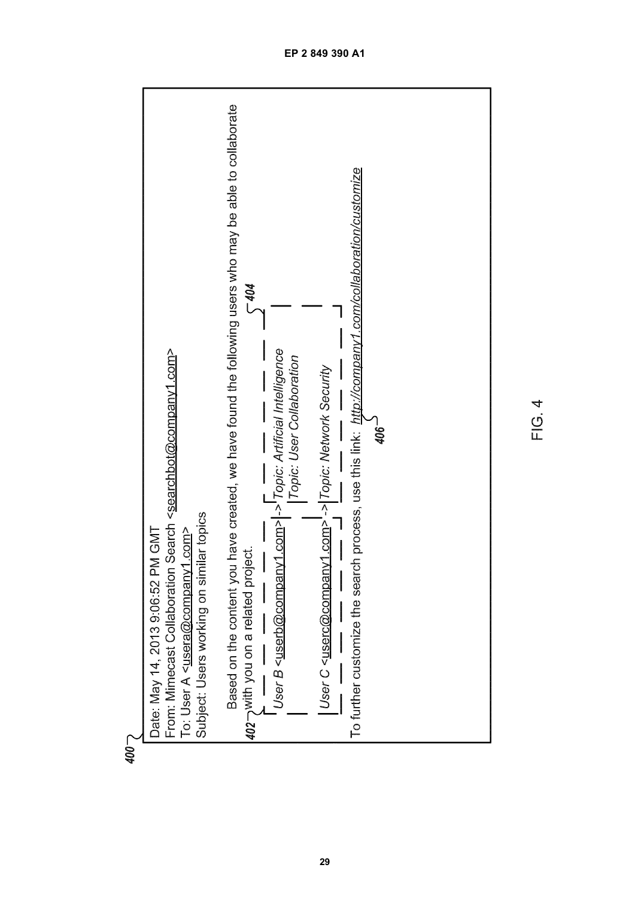400

Date: May 14, 2013 9:06:52 PM GMT
From: Mimecast Collaboration Search <searchbot@company1.com>
To: User A <usera@company1.com>
Subject: Users working on similar topics

Based on the content you have created, we have found the following users who may be able to collaborate with you on a related project.

402

*User B* <userb@company1.com> -> *Topic: Artificial Intelligence*
*Topic: User Collaboration*

*User C* <userc@company1.com> -> *Topic: Network Security*

404

To further customize the search process, use this link: *http://company1.com/collaboration/customize*

406

FIG. 4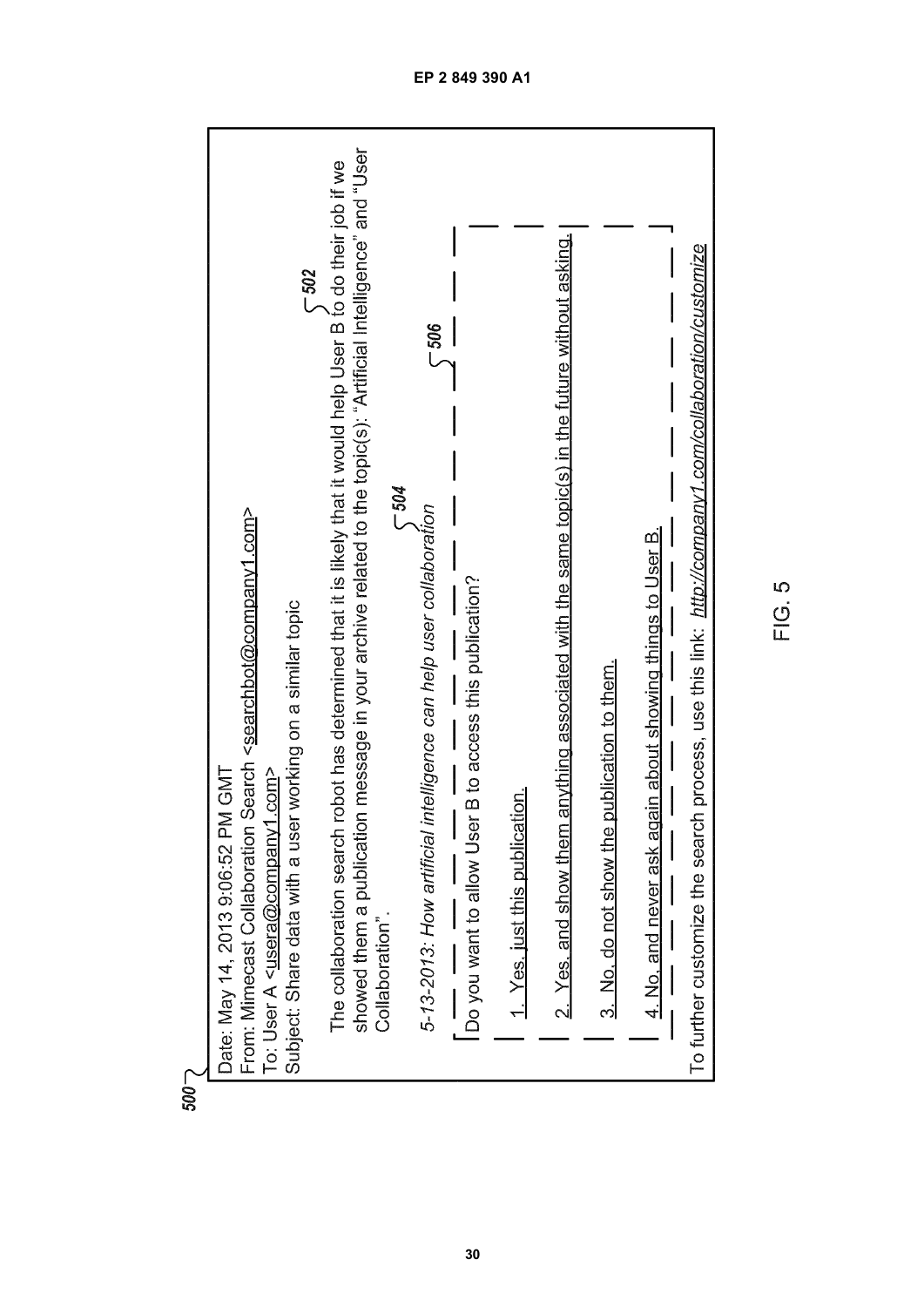500

Date: May 14, 2013 9:06:52 PM GMT
From: Mimecast Collaboration Search <searchbot@company1.com>
To: User A <usera@company1.com>
Subject: Share data with a user working on a similar topic

The collaboration search robot has determined that it is likely that it would help User B to do their job if we showed them a publication message in your archive related to the topic(s): "Artificial Intelligence" and "User Collaboration". 502

*5-13-2013: How artificial intelligence can help user collaboration* 504

506

Do you want to allow User B to access this publication?

1. Yes, just this publication.

2. Yes, and show them anything associated with the same topic(s) in the future without asking.

3. No, do not show the publication to them.

4. No, and never ask again about showing things to User B.

To further customize the search process, use this link: *http://company1.com/collaboration/customize*

FIG. 5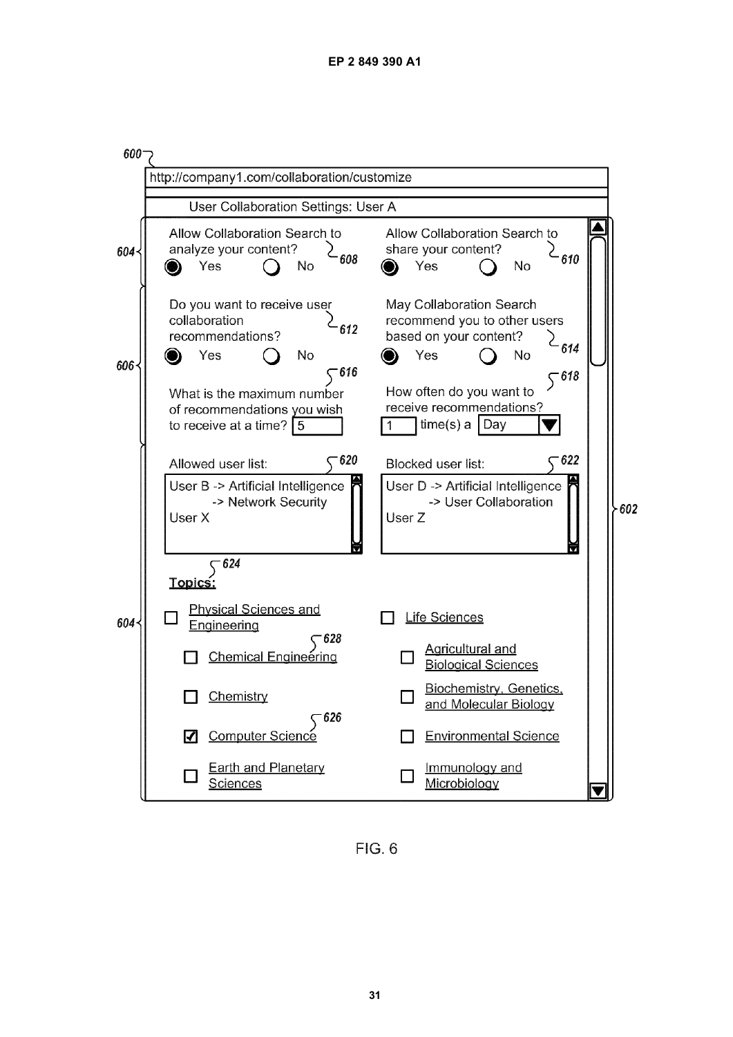600

http://company1.com/collaboration/customize

User Collaboration Settings: User A

604 — Allow Collaboration Search to analyze your content? (608) ◉ Yes ○ No

Allow Collaboration Search to share your content? (610) ◉ Yes ○ No

606 — Do you want to receive user collaboration recommendations? (612) ◉ Yes ○ No

May Collaboration Search recommend you to other users based on your content? (614) ◉ Yes ○ No

(616) What is the maximum number of recommendations you wish to receive at a time? [5]

(618) How often do you want to receive recommendations? [1] time(s) a [Day ▼]

Allowed user list: (620)

User B -> Artificial Intelligence
-> Network Security
User X

Blocked user list: (622)

User D -> Artificial Intelligence
-> User Collaboration
User Z

602

604 — Topics: (624)

- [ ] Physical Sciences and Engineering
  - [ ] Chemical Engineering (628)
  - [ ] Chemistry
  - [x] Computer Science (626)
  - [ ] Earth and Planetary Sciences
- [ ] Life Sciences
  - [ ] Agricultural and Biological Sciences
  - [ ] Biochemistry, Genetics, and Molecular Biology
  - [ ] Environmental Science
  - [ ] Immunology and Microbiology

FIG. 6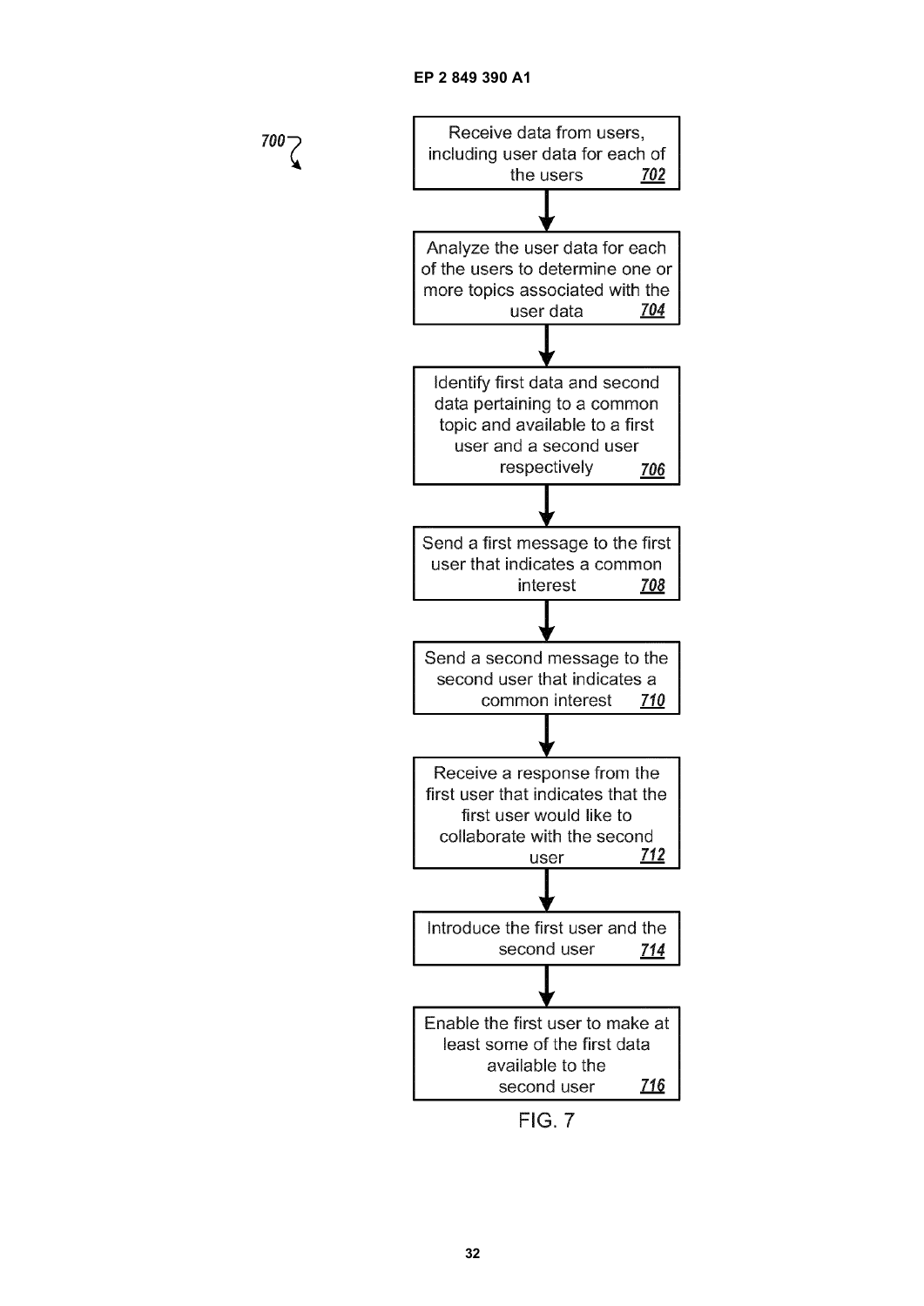700

Receive data from users, including user data for each of the users 702

Analyze the user data for each of the users to determine one or more topics associated with the user data 704

Identify first data and second data pertaining to a common topic and available to a first user and a second user respectively 706

Send a first message to the first user that indicates a common interest 708

Send a second message to the second user that indicates a common interest 710

Receive a response from the first user that indicates that the first user would like to collaborate with the second user 712

Introduce the first user and the second user 714

Enable the first user to make at least some of the first data available to the second user 716

FIG. 7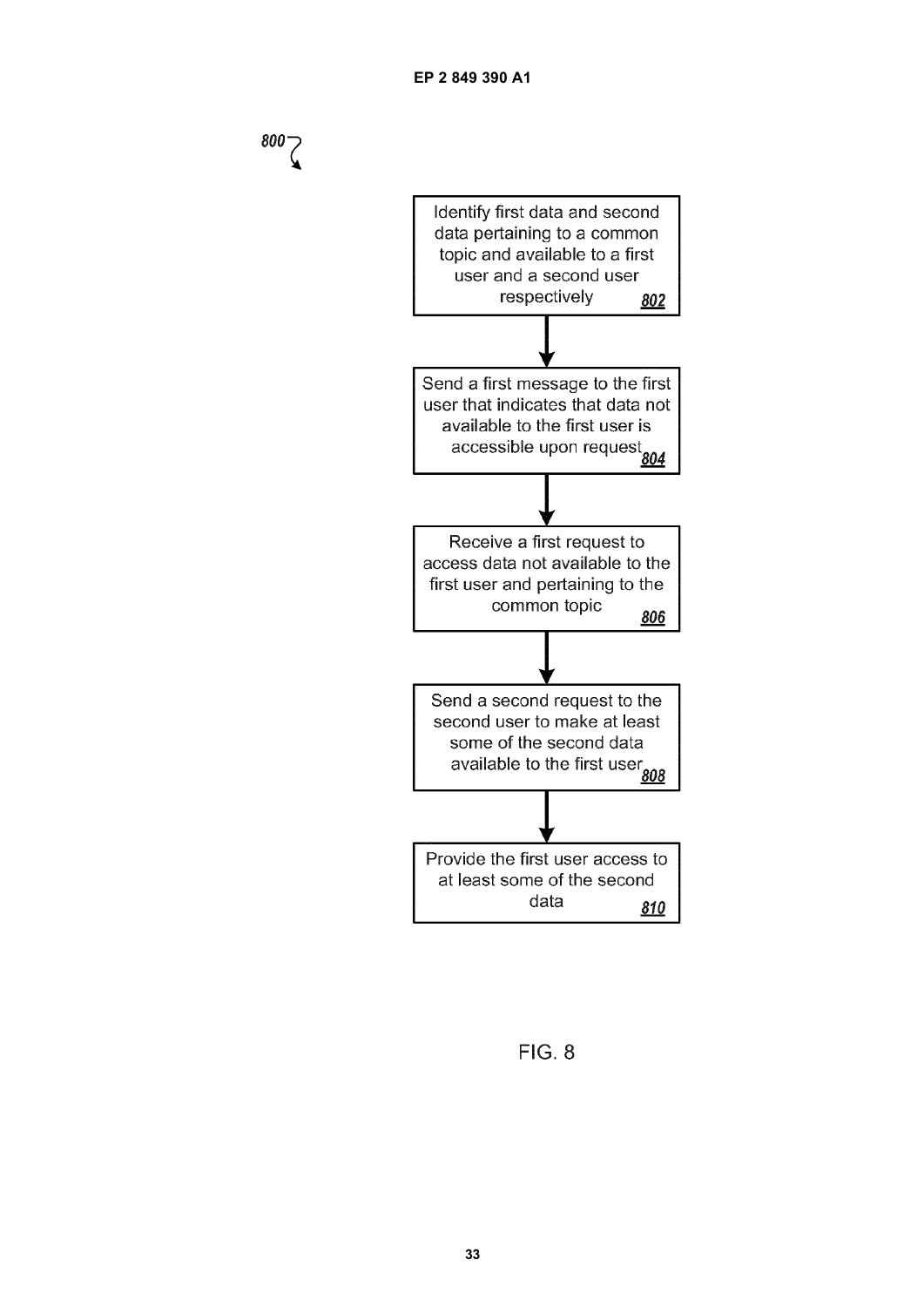800

Identify first data and second data pertaining to a common topic and available to a first user and a second user respectively 802

↓

Send a first message to the first user that indicates that data not available to the first user is accessible upon request 804

↓

Receive a first request to access data not available to the first user and pertaining to the common topic 806

↓

Send a second request to the second user to make at least some of the second data available to the first user 808

↓

Provide the first user access to at least some of the second data 810

FIG. 8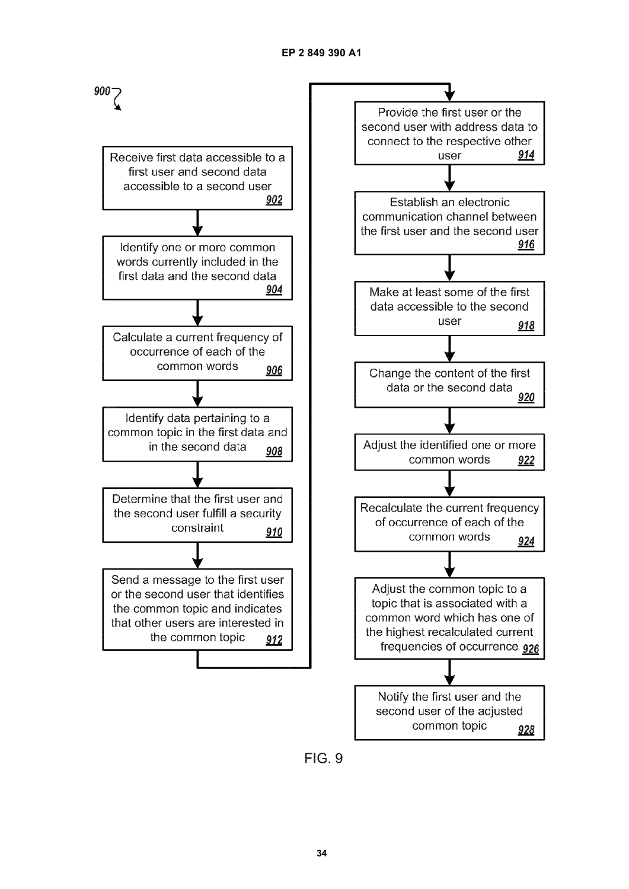900

Receive first data accessible to a first user and second data accessible to a second user 902

Identify one or more common words currently included in the first data and the second data 904

Calculate a current frequency of occurrence of each of the common words 906

Identify data pertaining to a common topic in the first data and in the second data 908

Determine that the first user and the second user fulfill a security constraint 910

Send a message to the first user or the second user that identifies the common topic and indicates that other users are interested in the common topic 912

Provide the first user or the second user with address data to connect to the respective other user 914

Establish an electronic communication channel between the first user and the second user 916

Make at least some of the first data accessible to the second user 918

Change the content of the first data or the second data 920

Adjust the identified one or more common words 922

Recalculate the current frequency of occurrence of each of the common words 924

Adjust the common topic to a topic that is associated with a common word which has one of the highest recalculated current frequencies of occurrence 926

Notify the first user and the second user of the adjusted common topic 928

FIG. 9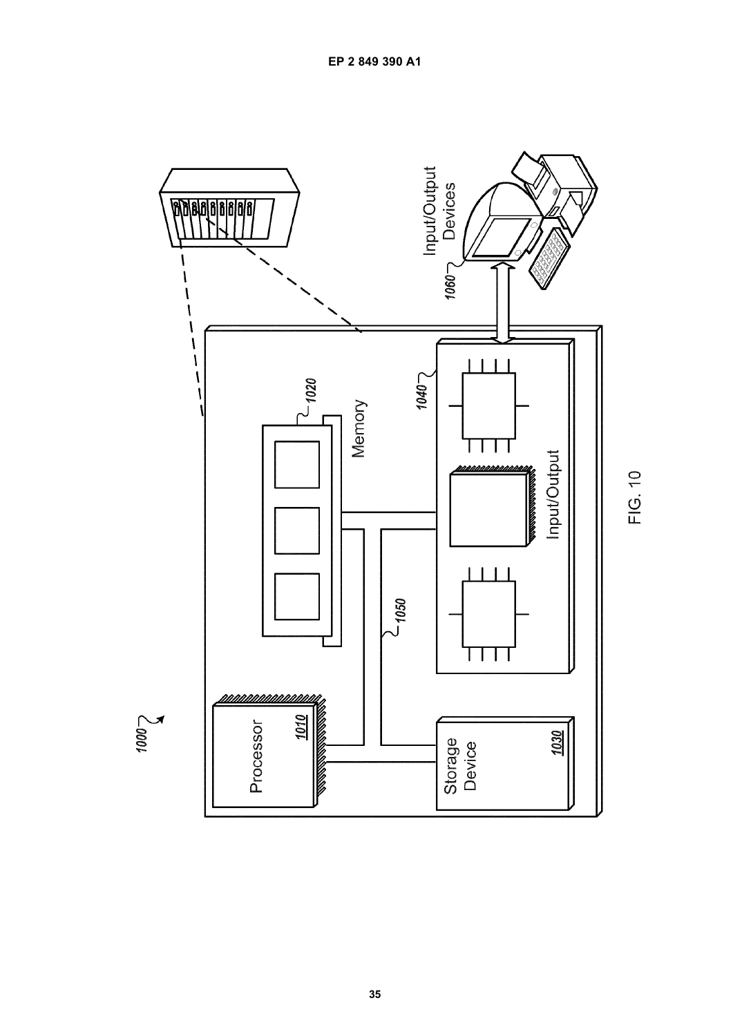1000

Processor

1010

1020

Memory

1050

Storage Device

1030

1040

Input/Output

1060

Input/Output Devices

FIG. 10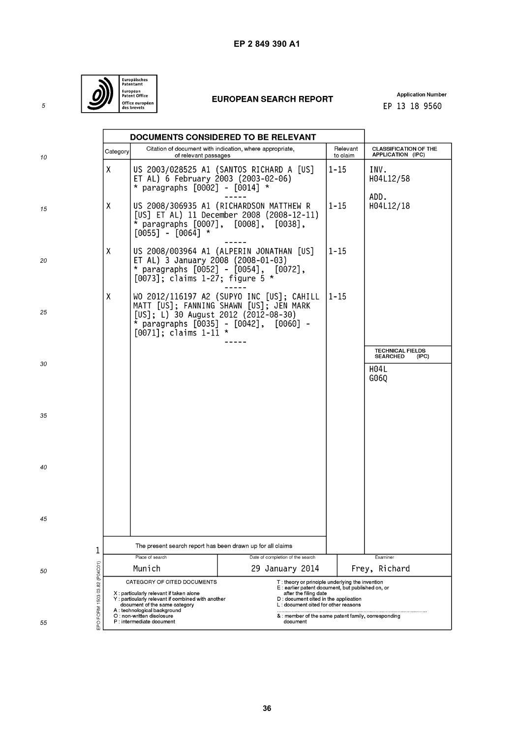**EUROPEAN SEARCH REPORT**

Application Number
EP 13 18 9560

| DOCUMENTS CONSIDERED TO BE RELEVANT | | | |
|---|---|---|---|
| Category | Citation of document with indication, where appropriate, of relevant passages | Relevant to claim | CLASSIFICATION OF THE APPLICATION (IPC) |
| X | US 2003/028525 A1 (SANTOS RICHARD A [US] ET AL) 6 February 2003 (2003-02-06) * paragraphs [0002] - [0014] * | 1-15 | INV. H04L12/58 ADD. H04L12/18 |
| X | US 2008/306935 A1 (RICHARDSON MATTHEW R [US] ET AL) 11 December 2008 (2008-12-11) * paragraphs [0007], [0008], [0038], [0055] - [0064] * | 1-15 | |
| X | US 2008/003964 A1 (ALPERIN JONATHAN [US] ET AL) 3 January 2008 (2008-01-03) * paragraphs [0052] - [0054], [0072], [0073]; claims 1-27; figure 5 * | 1-15 | |
| X | WO 2012/116197 A2 (SUPYO INC [US]; CAHILL MATT [US]; FANNING SHAWN [US]; JEN MARK [US]; L) 30 August 2012 (2012-08-30) * paragraphs [0035] - [0042], [0060] - [0071]; claims 1-11 * | 1-15 | |
| | | | TECHNICAL FIELDS SEARCHED (IPC) |
| | | | H04L G06Q |

The present search report has been drawn up for all claims

| Place of search | Date of completion of the search | Examiner |
|---|---|---|
| Munich | 29 January 2014 | Frey, Richard |

CATEGORY OF CITED DOCUMENTS
X : particularly relevant if taken alone
Y : particularly relevant if combined with another document of the same category
A : technological background
O : non-written disclosure
P : intermediate document

T : theory or principle underlying the invention
E : earlier patent document, but published on, or after the filing date
D : document cited in the application
L : document cited for other reasons
& : member of the same patent family, corresponding document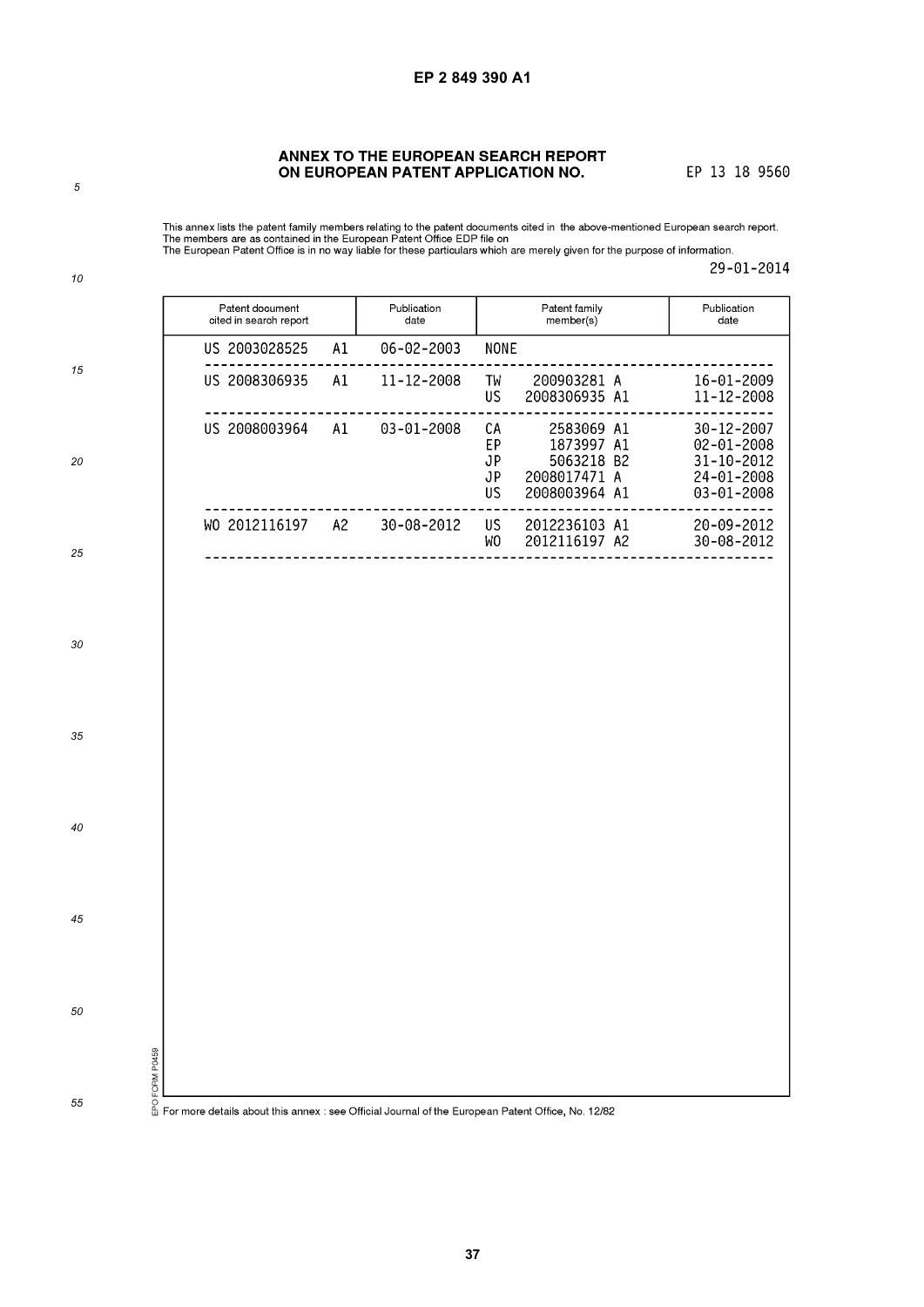## ANNEX TO THE EUROPEAN SEARCH REPORT ON EUROPEAN PATENT APPLICATION NO.

EP 13 18 9560

This annex lists the patent family members relating to the patent documents cited in the above-mentioned European search report.
The members are as contained in the European Patent Office EDP file on
The European Patent Office is in no way liable for these particulars which are merely given for the purpose of information.

29-01-2014

| Patent document cited in search report | Publication date | Patent family member(s) | Publication date |
|---|---|---|---|
| US 2003028525 A1 | 06-02-2003 | NONE | |
| US 2008306935 A1 | 11-12-2008 | TW 200903281 A | 16-01-2009 |
| | | US 2008306935 A1 | 11-12-2008 |
| US 2008003964 A1 | 03-01-2008 | CA 2583069 A1 | 30-12-2007 |
| | | EP 1873997 A1 | 02-01-2008 |
| | | JP 5063218 B2 | 31-10-2012 |
| | | JP 2008017471 A | 24-01-2008 |
| | | US 2008003964 A1 | 03-01-2008 |
| WO 2012116197 A2 | 30-08-2012 | US 2012236103 A1 | 20-09-2012 |
| | | WO 2012116197 A2 | 30-08-2012 |

EPO FORM P0459

For more details about this annex : see Official Journal of the European Patent Office, No. 12/82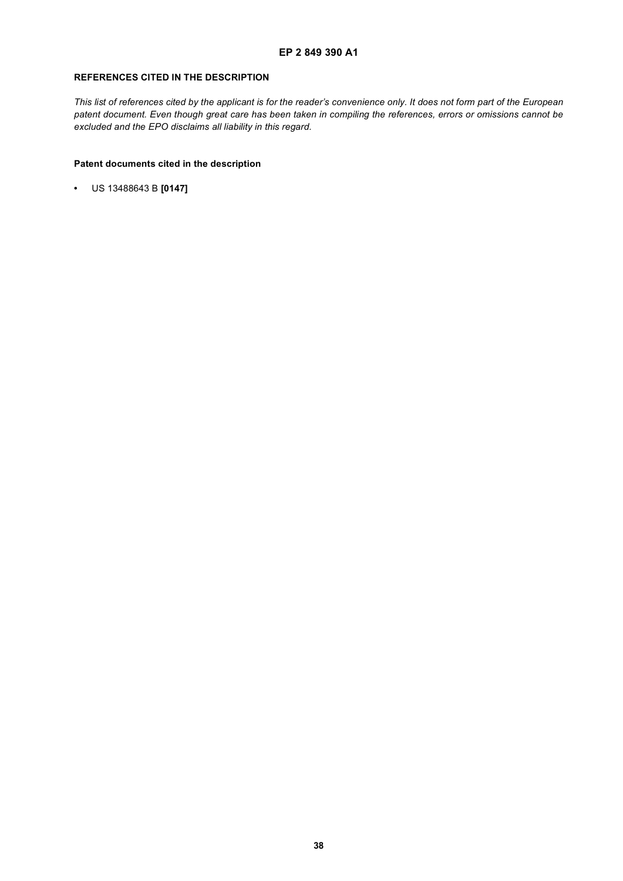## REFERENCES CITED IN THE DESCRIPTION

*This list of references cited by the applicant is for the reader's convenience only. It does not form part of the European patent document. Even though great care has been taken in compiling the references, errors or omissions cannot be excluded and the EPO disclaims all liability in this regard.*

### Patent documents cited in the description

- US 13488643 B **[0147]**